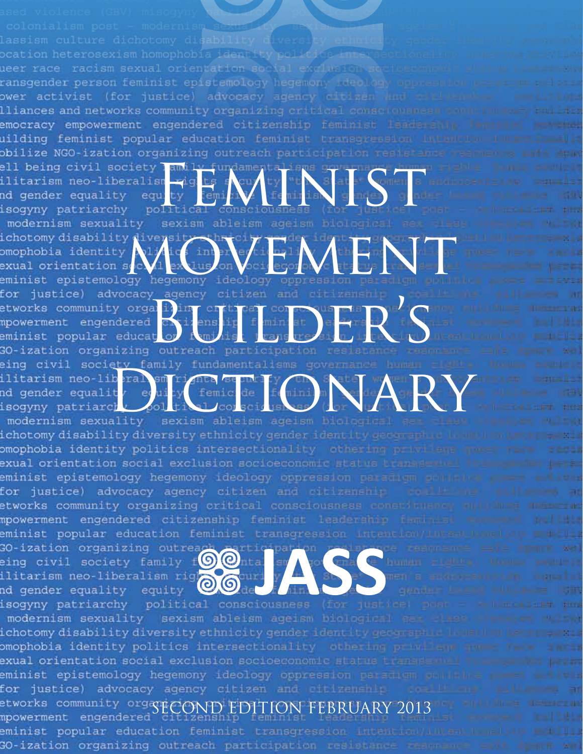# Feminist Movement Builder's Dictionary

JASS

SECOND EDITION FEBRUARY 2013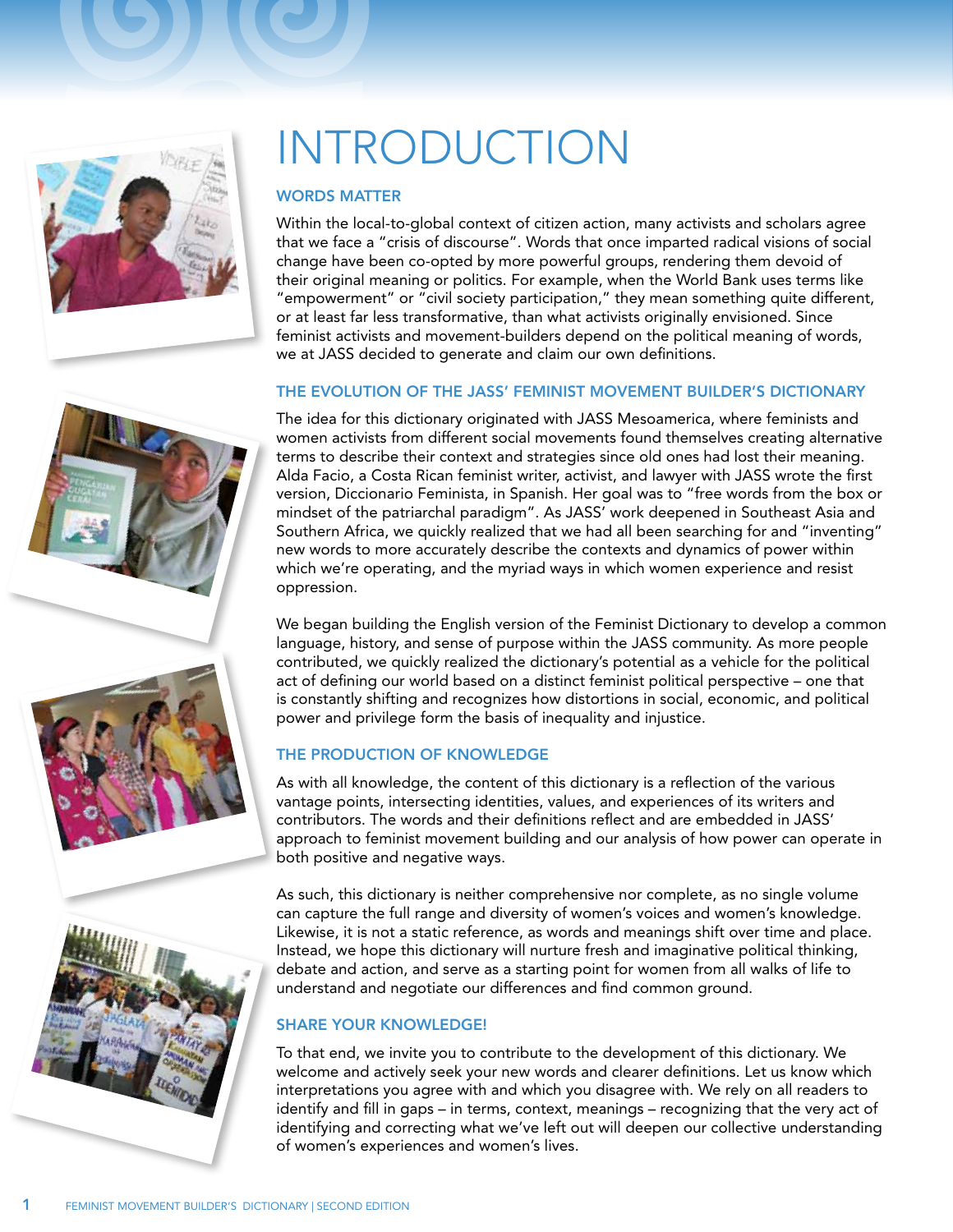# INTRODUCTION

## WORDS MATTER

Within the local-to-global context of citizen action, many activists and scholars agree that we face a "crisis of discourse". Words that once imparted radical visions of social change have been co-opted by more powerful groups, rendering them devoid of their original meaning or politics. For example, when the World Bank uses terms like "empowerment" or "civil society participation," they mean something quite different, or at least far less transformative, than what activists originally envisioned. Since feminist activists and movement-builders depend on the political meaning of words, we at JASS decided to generate and claim our own definitions.

## THE EVOLUTION OF THE JASS' FEMINIST MOVEMENT BUILDER'S DICTIONARY

The idea for this dictionary originated with JASS Mesoamerica, where feminists and women activists from different social movements found themselves creating alternative terms to describe their context and strategies since old ones had lost their meaning. Alda Facio, a Costa Rican feminist writer, activist, and lawyer with JASS wrote the first version, Diccionario Feminista, in Spanish. Her goal was to "free words from the box or mindset of the patriarchal paradigm". As JASS' work deepened in Southeast Asia and Southern Africa, we quickly realized that we had all been searching for and "inventing" new words to more accurately describe the contexts and dynamics of power within which we're operating, and the myriad ways in which women experience and resist oppression.

We began building the English version of the Feminist Dictionary to develop a common language, history, and sense of purpose within the JASS community. As more people contributed, we quickly realized the dictionary's potential as a vehicle for the political act of defining our world based on a distinct feminist political perspective – one that is constantly shifting and recognizes how distortions in social, economic, and political power and privilege form the basis of inequality and injustice.

## THE PRODUCTION OF KNOWLEDGE

As with all knowledge, the content of this dictionary is a reflection of the various vantage points, intersecting identities, values, and experiences of its writers and contributors. The words and their definitions reflect and are embedded in JASS' approach to feminist movement building and our analysis of how power can operate in both positive and negative ways.

As such, this dictionary is neither comprehensive nor complete, as no single volume can capture the full range and diversity of women's voices and women's knowledge. Likewise, it is not a static reference, as words and meanings shift over time and place. Instead, we hope this dictionary will nurture fresh and imaginative political thinking, debate and action, and serve as a starting point for women from all walks of life to understand and negotiate our differences and find common ground.

## SHARE YOUR KNOWLEDGE!

To that end, we invite you to contribute to the development of this dictionary. We welcome and actively seek your new words and clearer definitions. Let us know which interpretations you agree with and which you disagree with. We rely on all readers to identify and fill in gaps – in terms, context, meanings – recognizing that the very act of identifying and correcting what we've left out will deepen our collective understanding of women's experiences and women's lives.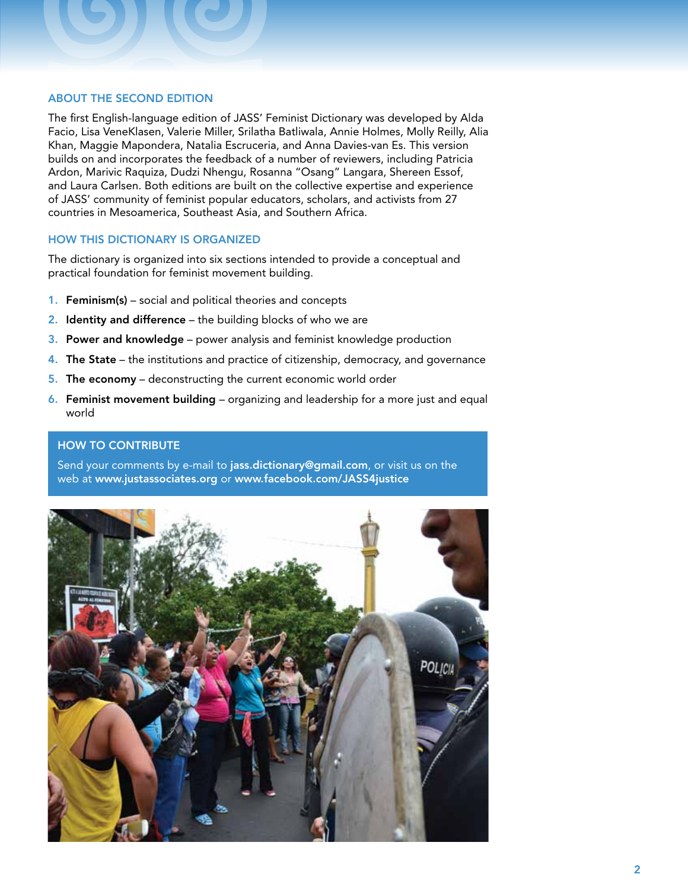## ABOUT THE SECOND EDITION

The first English-language edition of JASS' Feminist Dictionary was developed by Alda Facio, Lisa VeneKlasen, Valerie Miller, Srilatha Batliwala, Annie Holmes, Molly Reilly, Alia Khan, Maggie Mapondera, Natalia Escruceria, and Anna Davies-van Es. This version builds on and incorporates the feedback of a number of reviewers, including Patricia Ardon, Marivic Raquiza, Dudzi Nhengu, Rosanna "Osang" Langara, Shereen Essof, and Laura Carlsen. Both editions are built on the collective expertise and experience of JASS' community of feminist popular educators, scholars, and activists from 27 countries in Mesoamerica, Southeast Asia, and Southern Africa.

## HOW THIS DICTIONARY IS ORGANIZED

The dictionary is organized into six sections intended to provide a conceptual and practical foundation for feminist movement building.

1. **Feminism(s)** – social and political theories and concepts
2. **Identity and difference** – the building blocks of who we are
3. **Power and knowledge** – power analysis and feminist knowledge production
4. **The State** – the institutions and practice of citizenship, democracy, and governance
5. **The economy** – deconstructing the current economic world order
6. **Feminist movement building** – organizing and leadership for a more just and equal world

## HOW TO CONTRIBUTE

Send your comments by e-mail to **jass.dictionary@gmail.com**, or visit us on the web at **www.justassociates.org** or **www.facebook.com/JASS4justice**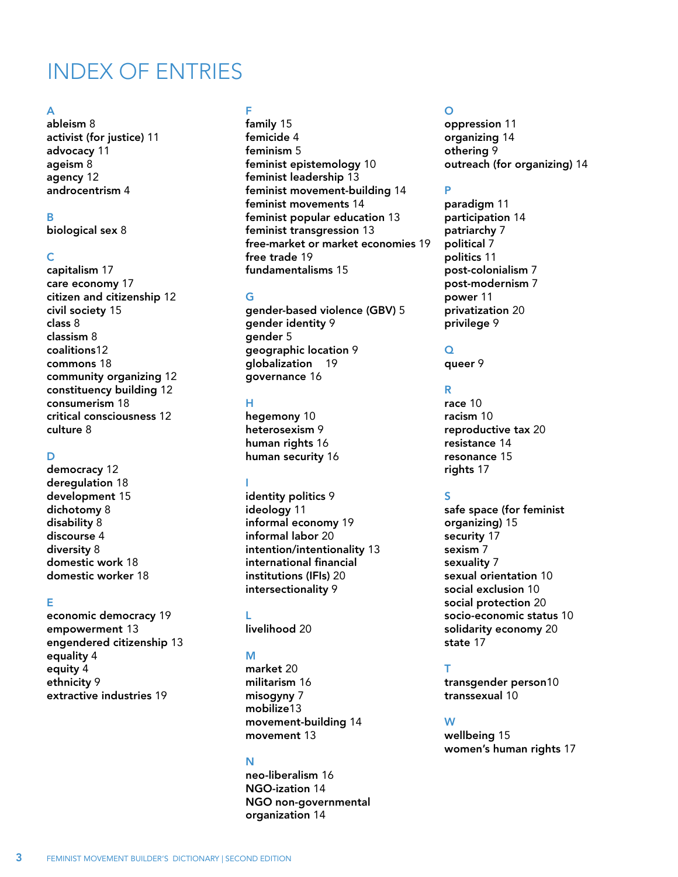# INDEX OF ENTRIES

## A

**ableism** 8
**activist (for justice)** 11
**advocacy** 11
**ageism** 8
**agency** 12
**androcentrism** 4

## B

**biological sex** 8

## C

**capitalism** 17
**care economy** 17
**citizen and citizenship** 12
**civil society** 15
**class** 8
**classism** 8
**coalitions**12
**commons** 18
**community organizing** 12
**constituency building** 12
**consumerism** 18
**critical consciousness** 12
**culture** 8

## D

**democracy** 12
**deregulation** 18
**development** 15
**dichotomy** 8
**disability** 8
**discourse** 4
**diversity** 8
**domestic work** 18
**domestic worker** 18

## E

**economic democracy** 19
**empowerment** 13
**engendered citizenship** 13
**equality** 4
**equity** 4
**ethnicity** 9
**extractive industries** 19

## F

**family** 15
**femicide** 4
**feminism** 5
**feminist epistemology** 10
**feminist leadership** 13
**feminist movement-building** 14
**feminist movements** 14
**feminist popular education** 13
**feminist transgression** 13
**free-market or market economies** 19
**free trade** 19
**fundamentalisms** 15

## G

**gender-based violence (GBV)** 5
**gender identity** 9
**gender** 5
**geographic location** 9
**globalization** 19
**governance** 16

## H

**hegemony** 10
**heterosexism** 9
**human rights** 16
**human security** 16

## I

**identity politics** 9
**ideology** 11
**informal economy** 19
**informal labor** 20
**intention/intentionality** 13
**international financial institutions (IFIs)** 20
**intersectionality** 9

## L

**livelihood** 20

## M

**market** 20
**militarism** 16
**misogyny** 7
**mobilize**13
**movement-building** 14
**movement** 13

## N

**neo-liberalism** 16
**NGO-ization** 14
**NGO non-governmental organization** 14

## O

**oppression** 11
**organizing** 14
**othering** 9
**outreach (for organizing)** 14

## P

**paradigm** 11
**participation** 14
**patriarchy** 7
**political** 7
**politics** 11
**post-colonialism** 7
**post-modernism** 7
**power** 11
**privatization** 20
**privilege** 9

## Q

**queer** 9

## R

**race** 10
**racism** 10
**reproductive tax** 20
**resistance** 14
**resonance** 15
**rights** 17

## S

**safe space (for feminist organizing)** 15
**security** 17
**sexism** 7
**sexuality** 7
**sexual orientation** 10
**social exclusion** 10
**social protection** 20
**socio-economic status** 10
**solidarity economy** 20
**state** 17

## T

**transgender person**10
**transsexual** 10

## W

**wellbeing** 15
**women's human rights** 17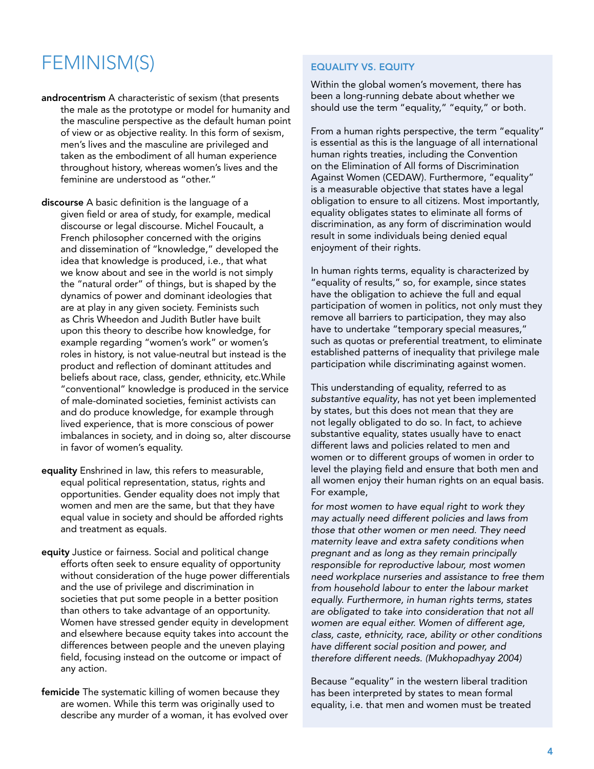# FEMINISM(S)

**androcentrism** A characteristic of sexism (that presents the male as the prototype or model for humanity and the masculine perspective as the default human point of view or as objective reality. In this form of sexism, men's lives and the masculine are privileged and taken as the embodiment of all human experience throughout history, whereas women's lives and the feminine are understood as "other."

**discourse** A basic definition is the language of a given field or area of study, for example, medical discourse or legal discourse. Michel Foucault, a French philosopher concerned with the origins and dissemination of "knowledge," developed the idea that knowledge is produced, i.e., that what we know about and see in the world is not simply the "natural order" of things, but is shaped by the dynamics of power and dominant ideologies that are at play in any given society. Feminists such as Chris Wheedon and Judith Butler have built upon this theory to describe how knowledge, for example regarding "women's work" or women's roles in history, is not value-neutral but instead is the product and reflection of dominant attitudes and beliefs about race, class, gender, ethnicity, etc.While "conventional" knowledge is produced in the service of male-dominated societies, feminist activists can and do produce knowledge, for example through lived experience, that is more conscious of power imbalances in society, and in doing so, alter discourse in favor of women's equality.

**equality** Enshrined in law, this refers to measurable, equal political representation, status, rights and opportunities. Gender equality does not imply that women and men are the same, but that they have equal value in society and should be afforded rights and treatment as equals.

**equity** Justice or fairness. Social and political change efforts often seek to ensure equality of opportunity without consideration of the huge power differentials and the use of privilege and discrimination in societies that put some people in a better position than others to take advantage of an opportunity. Women have stressed gender equity in development and elsewhere because equity takes into account the differences between people and the uneven playing field, focusing instead on the outcome or impact of any action.

**femicide** The systematic killing of women because they are women. While this term was originally used to describe any murder of a woman, it has evolved over

### EQUALITY VS. EQUITY

Within the global women's movement, there has been a long-running debate about whether we should use the term "equality," "equity," or both.

From a human rights perspective, the term "equality" is essential as this is the language of all international human rights treaties, including the Convention on the Elimination of All forms of Discrimination Against Women (CEDAW). Furthermore, "equality" is a measurable objective that states have a legal obligation to ensure to all citizens. Most importantly, equality obligates states to eliminate all forms of discrimination, as any form of discrimination would result in some individuals being denied equal enjoyment of their rights.

In human rights terms, equality is characterized by "equality of results," so, for example, since states have the obligation to achieve the full and equal participation of women in politics, not only must they remove all barriers to participation, they may also have to undertake "temporary special measures," such as quotas or preferential treatment, to eliminate established patterns of inequality that privilege male participation while discriminating against women.

This understanding of equality, referred to as *substantive equality*, has not yet been implemented by states, but this does not mean that they are not legally obligated to do so. In fact, to achieve substantive equality, states usually have to enact different laws and policies related to men and women or to different groups of women in order to level the playing field and ensure that both men and all women enjoy their human rights on an equal basis. For example,

*for most women to have equal right to work they may actually need different policies and laws from those that other women or men need. They need maternity leave and extra safety conditions when pregnant and as long as they remain principally responsible for reproductive labour, most women need workplace nurseries and assistance to free them from household labour to enter the labour market equally. Furthermore, in human rights terms, states are obligated to take into consideration that not all women are equal either. Women of different age, class, caste, ethnicity, race, ability or other conditions have different social position and power, and therefore different needs. (Mukhopadhyay 2004)*

Because "equality" in the western liberal tradition has been interpreted by states to mean formal equality, i.e. that men and women must be treated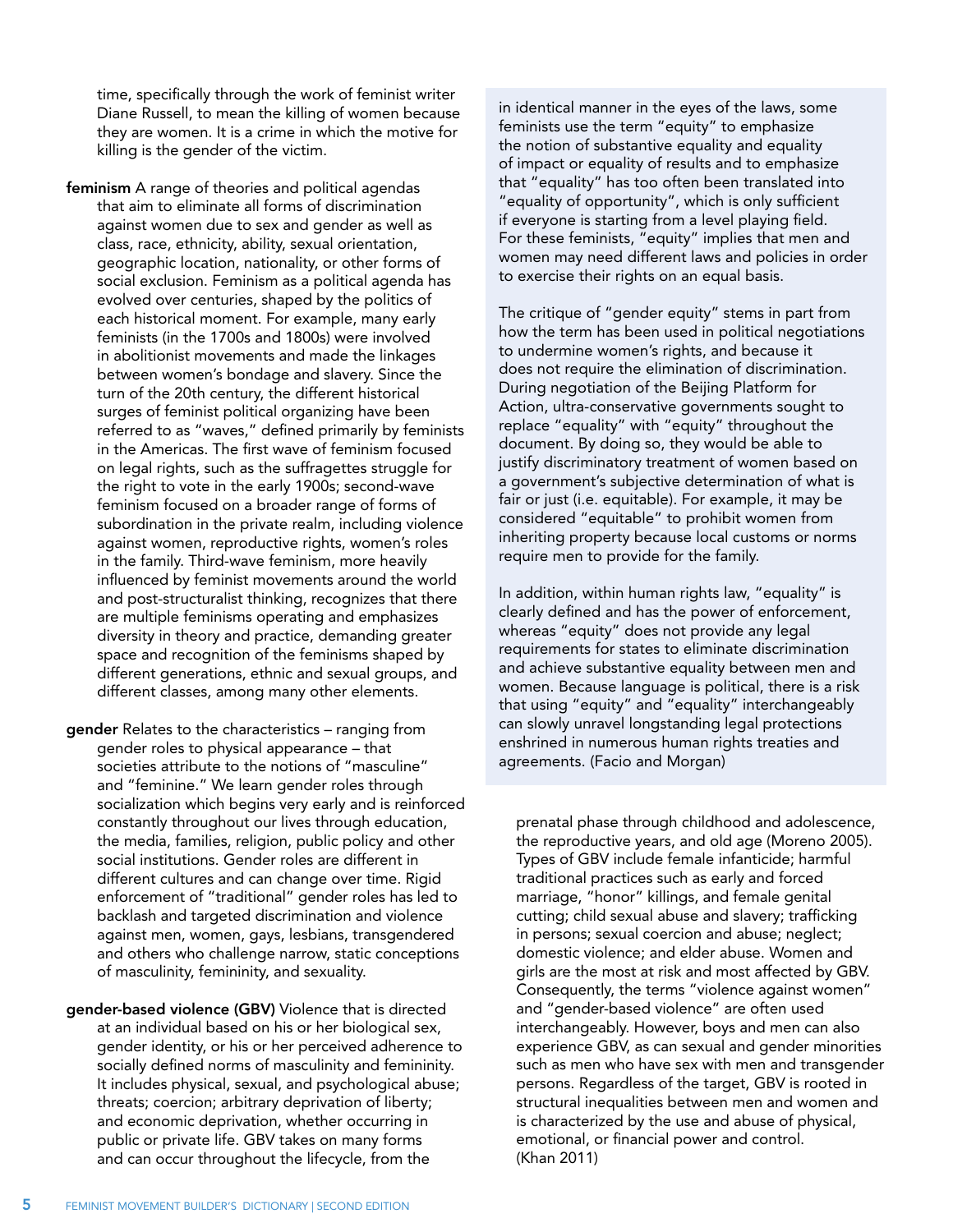time, specifically through the work of feminist writer Diane Russell, to mean the killing of women because they are women. It is a crime in which the motive for killing is the gender of the victim.

**feminism** A range of theories and political agendas that aim to eliminate all forms of discrimination against women due to sex and gender as well as class, race, ethnicity, ability, sexual orientation, geographic location, nationality, or other forms of social exclusion. Feminism as a political agenda has evolved over centuries, shaped by the politics of each historical moment. For example, many early feminists (in the 1700s and 1800s) were involved in abolitionist movements and made the linkages between women's bondage and slavery. Since the turn of the 20th century, the different historical surges of feminist political organizing have been referred to as "waves," defined primarily by feminists in the Americas. The first wave of feminism focused on legal rights, such as the suffragettes struggle for the right to vote in the early 1900s; second-wave feminism focused on a broader range of forms of subordination in the private realm, including violence against women, reproductive rights, women's roles in the family. Third-wave feminism, more heavily influenced by feminist movements around the world and post-structuralist thinking, recognizes that there are multiple feminisms operating and emphasizes diversity in theory and practice, demanding greater space and recognition of the feminisms shaped by different generations, ethnic and sexual groups, and different classes, among many other elements.

**gender** Relates to the characteristics – ranging from gender roles to physical appearance – that societies attribute to the notions of "masculine" and "feminine." We learn gender roles through socialization which begins very early and is reinforced constantly throughout our lives through education, the media, families, religion, public policy and other social institutions. Gender roles are different in different cultures and can change over time. Rigid enforcement of "traditional" gender roles has led to backlash and targeted discrimination and violence against men, women, gays, lesbians, transgendered and others who challenge narrow, static conceptions of masculinity, femininity, and sexuality.

**gender-based violence (GBV)** Violence that is directed at an individual based on his or her biological sex, gender identity, or his or her perceived adherence to socially defined norms of masculinity and femininity. It includes physical, sexual, and psychological abuse; threats; coercion; arbitrary deprivation of liberty; and economic deprivation, whether occurring in public or private life. GBV takes on many forms and can occur throughout the lifecycle, from the prenatal phase through childhood and adolescence, the reproductive years, and old age (Moreno 2005). Types of GBV include female infanticide; harmful traditional practices such as early and forced marriage, "honor" killings, and female genital cutting; child sexual abuse and slavery; trafficking in persons; sexual coercion and abuse; neglect; domestic violence; and elder abuse. Women and girls are the most at risk and most affected by GBV. Consequently, the terms "violence against women" and "gender-based violence" are often used interchangeably. However, boys and men can also experience GBV, as can sexual and gender minorities such as men who have sex with men and transgender persons. Regardless of the target, GBV is rooted in structural inequalities between men and women and is characterized by the use and abuse of physical, emotional, or financial power and control. (Khan 2011)

in identical manner in the eyes of the laws, some feminists use the term "equity" to emphasize the notion of substantive equality and equality of impact or equality of results and to emphasize that "equality" has too often been translated into "equality of opportunity", which is only sufficient if everyone is starting from a level playing field. For these feminists, "equity" implies that men and women may need different laws and policies in order to exercise their rights on an equal basis.

The critique of "gender equity" stems in part from how the term has been used in political negotiations to undermine women's rights, and because it does not require the elimination of discrimination. During negotiation of the Beijing Platform for Action, ultra-conservative governments sought to replace "equality" with "equity" throughout the document. By doing so, they would be able to justify discriminatory treatment of women based on a government's subjective determination of what is fair or just (i.e. equitable). For example, it may be considered "equitable" to prohibit women from inheriting property because local customs or norms require men to provide for the family.

In addition, within human rights law, "equality" is clearly defined and has the power of enforcement, whereas "equity" does not provide any legal requirements for states to eliminate discrimination and achieve substantive equality between men and women. Because language is political, there is a risk that using "equity" and "equality" interchangeably can slowly unravel longstanding legal protections enshrined in numerous human rights treaties and agreements. (Facio and Morgan)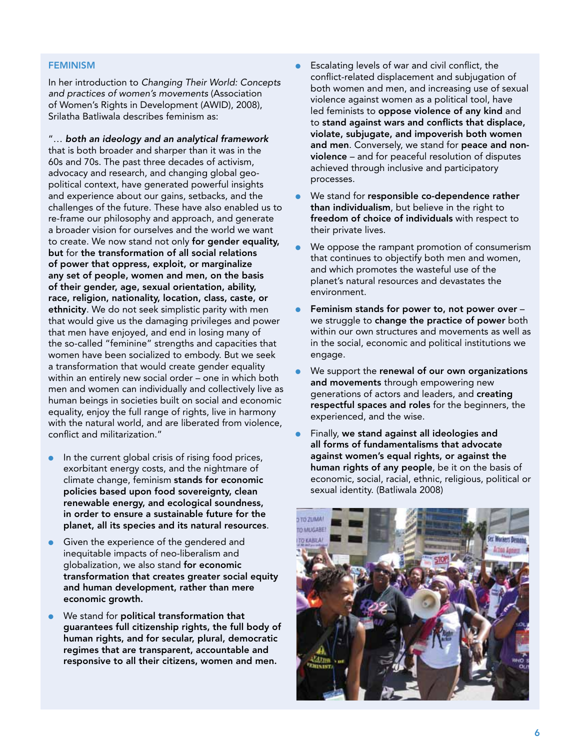## FEMINISM

In her introduction to *Changing Their World: Concepts and practices of women's movements* (Association of Women's Rights in Development (AWID), 2008), Srilatha Batliwala describes feminism as:

"… ***both an ideology and an analytical framework*** that is both broader and sharper than it was in the 60s and 70s. The past three decades of activism, advocacy and research, and changing global geo-political context, have generated powerful insights and experience about our gains, setbacks, and the challenges of the future. These have also enabled us to re-frame our philosophy and approach, and generate a broader vision for ourselves and the world we want to create. We now stand not only **for gender equality, but** for **the transformation of all social relations of power that oppress, exploit, or marginalize any set of people, women and men, on the basis of their gender, age, sexual orientation, ability, race, religion, nationality, location, class, caste, or ethnicity**. We do not seek simplistic parity with men that would give us the damaging privileges and power that men have enjoyed, and end in losing many of the so-called "feminine" strengths and capacities that women have been socialized to embody. But we seek a transformation that would create gender equality within an entirely new social order – one in which both men and women can individually and collectively live as human beings in societies built on social and economic equality, enjoy the full range of rights, live in harmony with the natural world, and are liberated from violence, conflict and militarization."

- In the current global crisis of rising food prices, exorbitant energy costs, and the nightmare of climate change, feminism **stands for economic policies based upon food sovereignty, clean renewable energy, and ecological soundness, in order to ensure a sustainable future for the planet, all its species and its natural resources**.
- Given the experience of the gendered and inequitable impacts of neo-liberalism and globalization, we also stand **for economic transformation that creates greater social equity and human development, rather than mere economic growth.**
- We stand for **political transformation that guarantees full citizenship rights, the full body of human rights, and for secular, plural, democratic regimes that are transparent, accountable and responsive to all their citizens, women and men.**
- Escalating levels of war and civil conflict, the conflict-related displacement and subjugation of both women and men, and increasing use of sexual violence against women as a political tool, have led feminists to **oppose violence of any kind** and to **stand against wars and conflicts that displace, violate, subjugate, and impoverish both women and men**. Conversely, we stand for **peace and non-violence** – and for peaceful resolution of disputes achieved through inclusive and participatory processes.
- We stand for **responsible co-dependence rather than individualism**, but believe in the right to **freedom of choice of individuals** with respect to their private lives.
- We oppose the rampant promotion of consumerism that continues to objectify both men and women, and which promotes the wasteful use of the planet's natural resources and devastates the environment.
- **Feminism stands for power to, not power over** – we struggle to **change the practice of power** both within our own structures and movements as well as in the social, economic and political institutions we engage.
- We support the **renewal of our own organizations and movements** through empowering new generations of actors and leaders, and **creating respectful spaces and roles** for the beginners, the experienced, and the wise.
- Finally, **we stand against all ideologies and all forms of fundamentalisms that advocate against women's equal rights, or against the human rights of any people**, be it on the basis of economic, social, racial, ethnic, religious, political or sexual identity. (Batliwala 2008)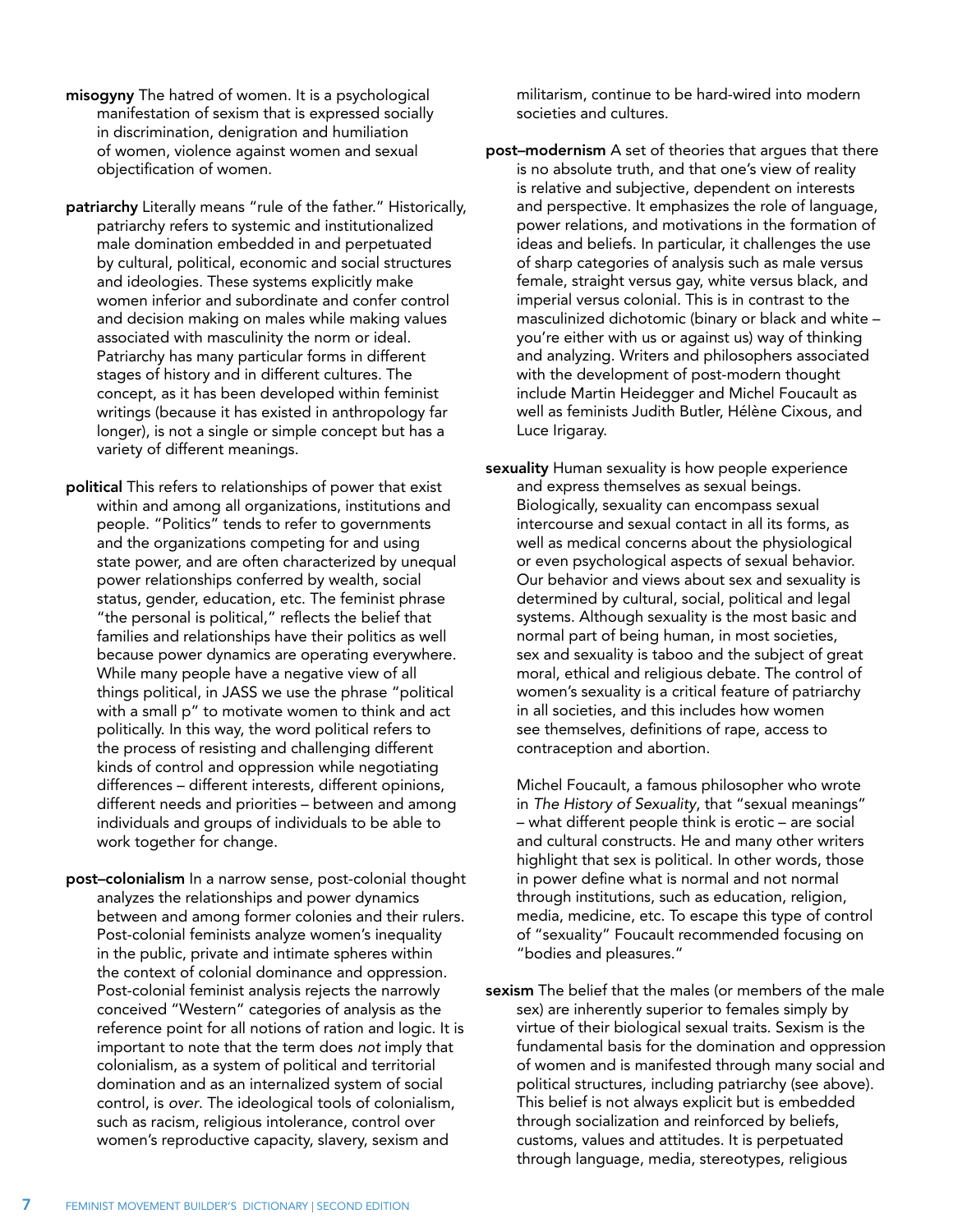**misogyny** The hatred of women. It is a psychological manifestation of sexism that is expressed socially in discrimination, denigration and humiliation of women, violence against women and sexual objectification of women.

**patriarchy** Literally means "rule of the father." Historically, patriarchy refers to systemic and institutionalized male domination embedded in and perpetuated by cultural, political, economic and social structures and ideologies. These systems explicitly make women inferior and subordinate and confer control and decision making on males while making values associated with masculinity the norm or ideal. Patriarchy has many particular forms in different stages of history and in different cultures. The concept, as it has been developed within feminist writings (because it has existed in anthropology far longer), is not a single or simple concept but has a variety of different meanings.

**political** This refers to relationships of power that exist within and among all organizations, institutions and people. "Politics" tends to refer to governments and the organizations competing for and using state power, and are often characterized by unequal power relationships conferred by wealth, social status, gender, education, etc. The feminist phrase "the personal is political," reflects the belief that families and relationships have their politics as well because power dynamics are operating everywhere. While many people have a negative view of all things political, in JASS we use the phrase "political with a small p" to motivate women to think and act politically. In this way, the word political refers to the process of resisting and challenging different kinds of control and oppression while negotiating differences – different interests, different opinions, different needs and priorities – between and among individuals and groups of individuals to be able to work together for change.

**post–colonialism** In a narrow sense, post-colonial thought analyzes the relationships and power dynamics between and among former colonies and their rulers. Post-colonial feminists analyze women's inequality in the public, private and intimate spheres within the context of colonial dominance and oppression. Post-colonial feminist analysis rejects the narrowly conceived "Western" categories of analysis as the reference point for all notions of ration and logic. It is important to note that the term does *not* imply that colonialism, as a system of political and territorial domination and as an internalized system of social control, is *over*. The ideological tools of colonialism, such as racism, religious intolerance, control over women's reproductive capacity, slavery, sexism and militarism, continue to be hard-wired into modern societies and cultures.

**post–modernism** A set of theories that argues that there is no absolute truth, and that one's view of reality is relative and subjective, dependent on interests and perspective. It emphasizes the role of language, power relations, and motivations in the formation of ideas and beliefs. In particular, it challenges the use of sharp categories of analysis such as male versus female, straight versus gay, white versus black, and imperial versus colonial. This is in contrast to the masculinized dichotomic (binary or black and white – you're either with us or against us) way of thinking and analyzing. Writers and philosophers associated with the development of post-modern thought include Martin Heidegger and Michel Foucault as well as feminists Judith Butler, Hélène Cixous, and Luce Irigaray.

**sexuality** Human sexuality is how people experience and express themselves as sexual beings. Biologically, sexuality can encompass sexual intercourse and sexual contact in all its forms, as well as medical concerns about the physiological or even psychological aspects of sexual behavior. Our behavior and views about sex and sexuality is determined by cultural, social, political and legal systems. Although sexuality is the most basic and normal part of being human, in most societies, sex and sexuality is taboo and the subject of great moral, ethical and religious debate. The control of women's sexuality is a critical feature of patriarchy in all societies, and this includes how women see themselves, definitions of rape, access to contraception and abortion.

Michel Foucault, a famous philosopher who wrote in *The History of Sexuality*, that "sexual meanings" – what different people think is erotic – are social and cultural constructs. He and many other writers highlight that sex is political. In other words, those in power define what is normal and not normal through institutions, such as education, religion, media, medicine, etc. To escape this type of control of "sexuality" Foucault recommended focusing on "bodies and pleasures."

**sexism** The belief that the males (or members of the male sex) are inherently superior to females simply by virtue of their biological sexual traits. Sexism is the fundamental basis for the domination and oppression of women and is manifested through many social and political structures, including patriarchy (see above). This belief is not always explicit but is embedded through socialization and reinforced by beliefs, customs, values and attitudes. It is perpetuated through language, media, stereotypes, religious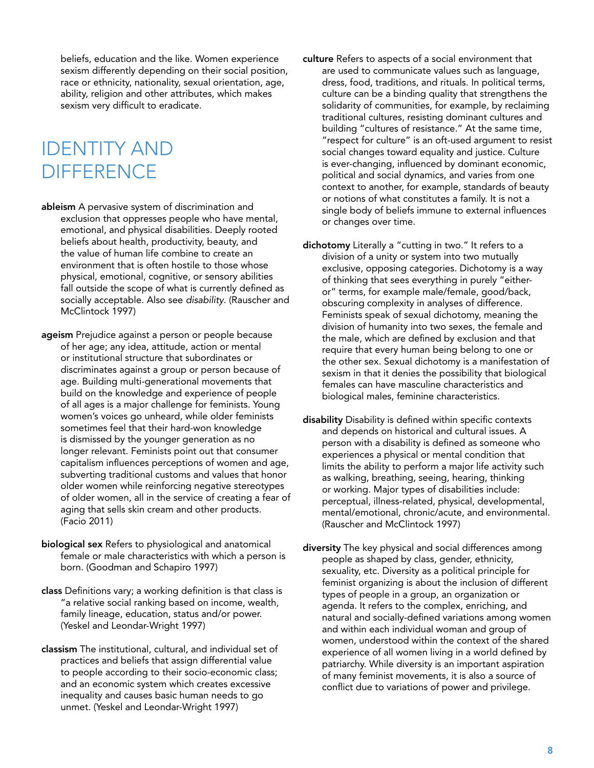beliefs, education and the like. Women experience sexism differently depending on their social position, race or ethnicity, nationality, sexual orientation, age, ability, religion and other attributes, which makes sexism very difficult to eradicate.

# IDENTITY AND DIFFERENCE

**ableism** A pervasive system of discrimination and exclusion that oppresses people who have mental, emotional, and physical disabilities. Deeply rooted beliefs about health, productivity, beauty, and the value of human life combine to create an environment that is often hostile to those whose physical, emotional, cognitive, or sensory abilities fall outside the scope of what is currently defined as socially acceptable. Also see *disability*. (Rauscher and McClintock 1997)

**ageism** Prejudice against a person or people because of her age; any idea, attitude, action or mental or institutional structure that subordinates or discriminates against a group or person because of age. Building multi-generational movements that build on the knowledge and experience of people of all ages is a major challenge for feminists. Young women's voices go unheard, while older feminists sometimes feel that their hard-won knowledge is dismissed by the younger generation as no longer relevant. Feminists point out that consumer capitalism influences perceptions of women and age, subverting traditional customs and values that honor older women while reinforcing negative stereotypes of older women, all in the service of creating a fear of aging that sells skin cream and other products. (Facio 2011)

**biological sex** Refers to physiological and anatomical female or male characteristics with which a person is born. (Goodman and Schapiro 1997)

**class** Definitions vary; a working definition is that class is "a relative social ranking based on income, wealth, family lineage, education, status and/or power. (Yeskel and Leondar-Wright 1997)

**classism** The institutional, cultural, and individual set of practices and beliefs that assign differential value to people according to their socio-economic class; and an economic system which creates excessive inequality and causes basic human needs to go unmet. (Yeskel and Leondar-Wright 1997)

**culture** Refers to aspects of a social environment that are used to communicate values such as language, dress, food, traditions, and rituals. In political terms, culture can be a binding quality that strengthens the solidarity of communities, for example, by reclaiming traditional cultures, resisting dominant cultures and building "cultures of resistance." At the same time, "respect for culture" is an oft-used argument to resist social changes toward equality and justice. Culture is ever-changing, influenced by dominant economic, political and social dynamics, and varies from one context to another, for example, standards of beauty or notions of what constitutes a family. It is not a single body of beliefs immune to external influences or changes over time.

**dichotomy** Literally a "cutting in two." It refers to a division of a unity or system into two mutually exclusive, opposing categories. Dichotomy is a way of thinking that sees everything in purely "either-or" terms, for example male/female, good/back, obscuring complexity in analyses of difference. Feminists speak of sexual dichotomy, meaning the division of humanity into two sexes, the female and the male, which are defined by exclusion and that require that every human being belong to one or the other sex. Sexual dichotomy is a manifestation of sexism in that it denies the possibility that biological females can have masculine characteristics and biological males, feminine characteristics.

**disability** Disability is defined within specific contexts and depends on historical and cultural issues. A person with a disability is defined as someone who experiences a physical or mental condition that limits the ability to perform a major life activity such as walking, breathing, seeing, hearing, thinking or working. Major types of disabilities include: perceptual, illness-related, physical, developmental, mental/emotional, chronic/acute, and environmental. (Rauscher and McClintock 1997)

**diversity** The key physical and social differences among people as shaped by class, gender, ethnicity, sexuality, etc. Diversity as a political principle for feminist organizing is about the inclusion of different types of people in a group, an organization or agenda. It refers to the complex, enriching, and natural and socially-defined variations among women and within each individual woman and group of women, understood within the context of the shared experience of all women living in a world defined by patriarchy. While diversity is an important aspiration of many feminist movements, it is also a source of conflict due to variations of power and privilege.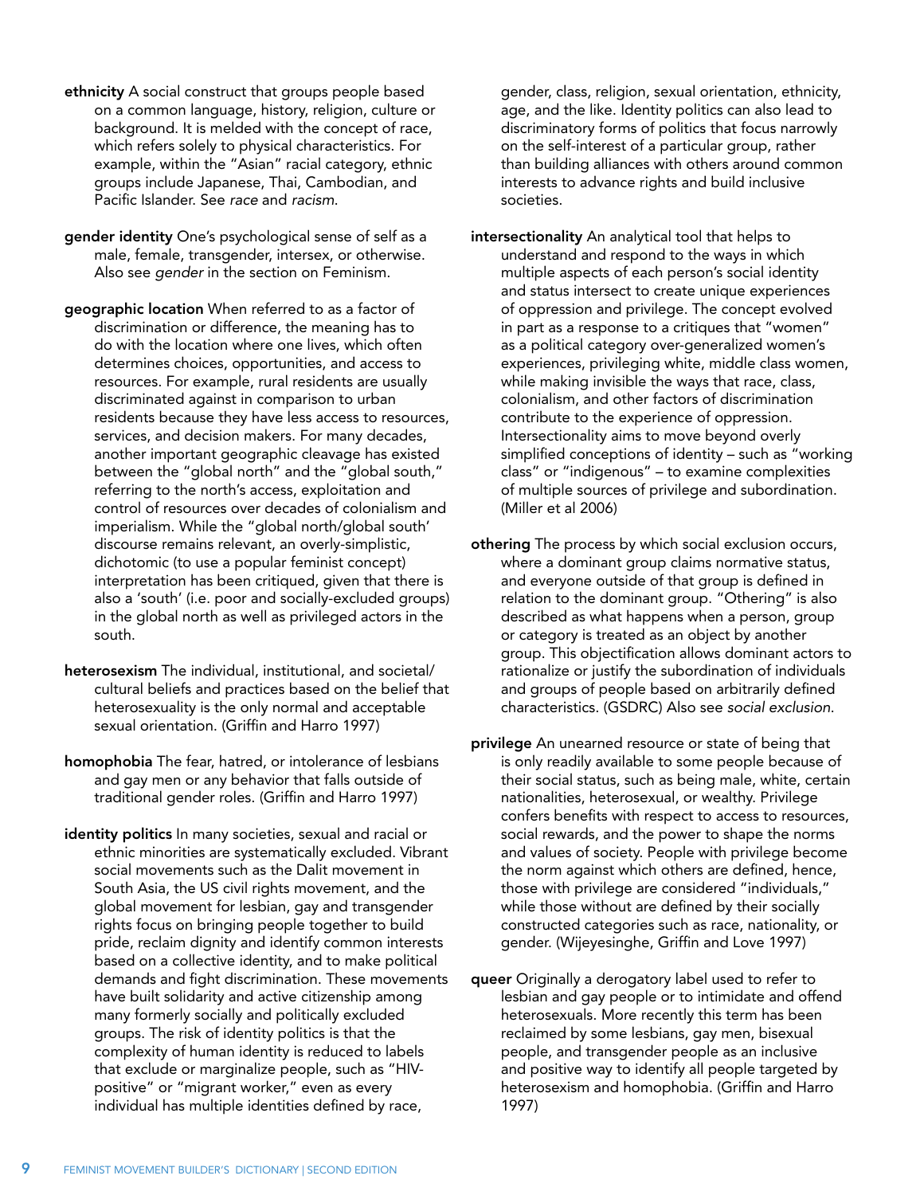**ethnicity** A social construct that groups people based on a common language, history, religion, culture or background. It is melded with the concept of race, which refers solely to physical characteristics. For example, within the "Asian" racial category, ethnic groups include Japanese, Thai, Cambodian, and Pacific Islander. See *race* and *racism*.

**gender identity** One's psychological sense of self as a male, female, transgender, intersex, or otherwise. Also see *gender* in the section on Feminism.

**geographic location** When referred to as a factor of discrimination or difference, the meaning has to do with the location where one lives, which often determines choices, opportunities, and access to resources. For example, rural residents are usually discriminated against in comparison to urban residents because they have less access to resources, services, and decision makers. For many decades, another important geographic cleavage has existed between the "global north" and the "global south," referring to the north's access, exploitation and control of resources over decades of colonialism and imperialism. While the "global north/global south' discourse remains relevant, an overly-simplistic, dichotomic (to use a popular feminist concept) interpretation has been critiqued, given that there is also a 'south' (i.e. poor and socially-excluded groups) in the global north as well as privileged actors in the south.

**heterosexism** The individual, institutional, and societal/cultural beliefs and practices based on the belief that heterosexuality is the only normal and acceptable sexual orientation. (Griffin and Harro 1997)

**homophobia** The fear, hatred, or intolerance of lesbians and gay men or any behavior that falls outside of traditional gender roles. (Griffin and Harro 1997)

**identity politics** In many societies, sexual and racial or ethnic minorities are systematically excluded. Vibrant social movements such as the Dalit movement in South Asia, the US civil rights movement, and the global movement for lesbian, gay and transgender rights focus on bringing people together to build pride, reclaim dignity and identify common interests based on a collective identity, and to make political demands and fight discrimination. These movements have built solidarity and active citizenship among many formerly socially and politically excluded groups. The risk of identity politics is that the complexity of human identity is reduced to labels that exclude or marginalize people, such as "HIV-positive" or "migrant worker," even as every individual has multiple identities defined by race, gender, class, religion, sexual orientation, ethnicity, age, and the like. Identity politics can also lead to discriminatory forms of politics that focus narrowly on the self-interest of a particular group, rather than building alliances with others around common interests to advance rights and build inclusive societies.

**intersectionality** An analytical tool that helps to understand and respond to the ways in which multiple aspects of each person's social identity and status intersect to create unique experiences of oppression and privilege. The concept evolved in part as a response to a critiques that "women" as a political category over-generalized women's experiences, privileging white, middle class women, while making invisible the ways that race, class, colonialism, and other factors of discrimination contribute to the experience of oppression. Intersectionality aims to move beyond overly simplified conceptions of identity – such as "working class" or "indigenous" – to examine complexities of multiple sources of privilege and subordination. (Miller et al 2006)

**othering** The process by which social exclusion occurs, where a dominant group claims normative status, and everyone outside of that group is defined in relation to the dominant group. "Othering" is also described as what happens when a person, group or category is treated as an object by another group. This objectification allows dominant actors to rationalize or justify the subordination of individuals and groups of people based on arbitrarily defined characteristics. (GSDRC) Also see *social exclusion*.

**privilege** An unearned resource or state of being that is only readily available to some people because of their social status, such as being male, white, certain nationalities, heterosexual, or wealthy. Privilege confers benefits with respect to access to resources, social rewards, and the power to shape the norms and values of society. People with privilege become the norm against which others are defined, hence, those with privilege are considered "individuals," while those without are defined by their socially constructed categories such as race, nationality, or gender. (Wijeyesinghe, Griffin and Love 1997)

**queer** Originally a derogatory label used to refer to lesbian and gay people or to intimidate and offend heterosexuals. More recently this term has been reclaimed by some lesbians, gay men, bisexual people, and transgender people as an inclusive and positive way to identify all people targeted by heterosexism and homophobia. (Griffin and Harro 1997)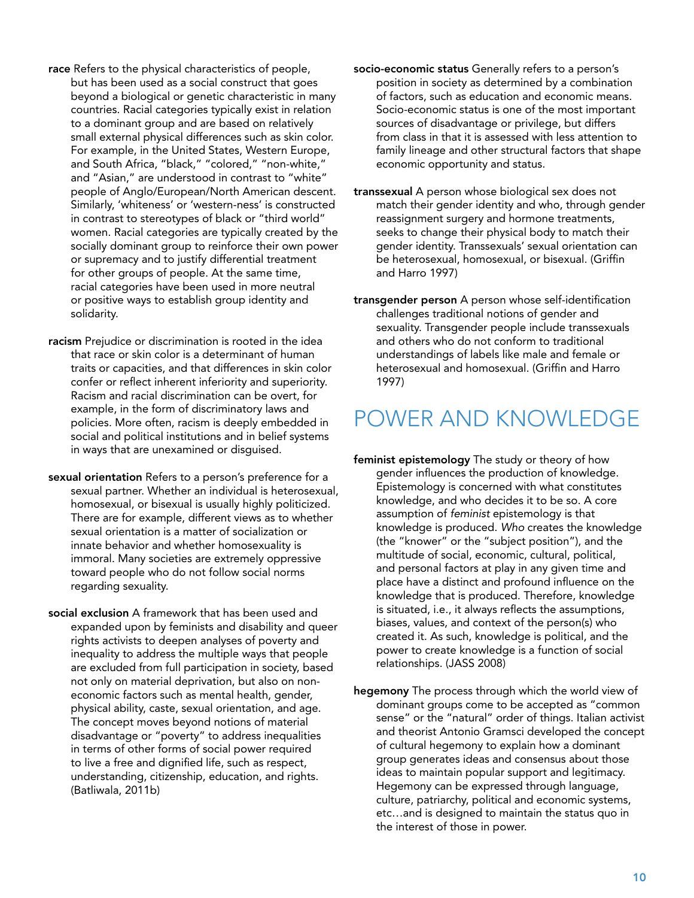**race** Refers to the physical characteristics of people, but has been used as a social construct that goes beyond a biological or genetic characteristic in many countries. Racial categories typically exist in relation to a dominant group and are based on relatively small external physical differences such as skin color. For example, in the United States, Western Europe, and South Africa, "black," "colored," "non-white," and "Asian," are understood in contrast to "white" people of Anglo/European/North American descent. Similarly, 'whiteness' or 'western-ness' is constructed in contrast to stereotypes of black or "third world" women. Racial categories are typically created by the socially dominant group to reinforce their own power or supremacy and to justify differential treatment for other groups of people. At the same time, racial categories have been used in more neutral or positive ways to establish group identity and solidarity.

**racism** Prejudice or discrimination is rooted in the idea that race or skin color is a determinant of human traits or capacities, and that differences in skin color confer or reflect inherent inferiority and superiority. Racism and racial discrimination can be overt, for example, in the form of discriminatory laws and policies. More often, racism is deeply embedded in social and political institutions and in belief systems in ways that are unexamined or disguised.

**sexual orientation** Refers to a person's preference for a sexual partner. Whether an individual is heterosexual, homosexual, or bisexual is usually highly politicized. There are for example, different views as to whether sexual orientation is a matter of socialization or innate behavior and whether homosexuality is immoral. Many societies are extremely oppressive toward people who do not follow social norms regarding sexuality.

**social exclusion** A framework that has been used and expanded upon by feminists and disability and queer rights activists to deepen analyses of poverty and inequality to address the multiple ways that people are excluded from full participation in society, based not only on material deprivation, but also on non-economic factors such as mental health, gender, physical ability, caste, sexual orientation, and age. The concept moves beyond notions of material disadvantage or "poverty" to address inequalities in terms of other forms of social power required to live a free and dignified life, such as respect, understanding, citizenship, education, and rights. (Batliwala, 2011b)

**socio-economic status** Generally refers to a person's position in society as determined by a combination of factors, such as education and economic means. Socio-economic status is one of the most important sources of disadvantage or privilege, but differs from class in that it is assessed with less attention to family lineage and other structural factors that shape economic opportunity and status.

**transsexual** A person whose biological sex does not match their gender identity and who, through gender reassignment surgery and hormone treatments, seeks to change their physical body to match their gender identity. Transsexuals' sexual orientation can be heterosexual, homosexual, or bisexual. (Griffin and Harro 1997)

**transgender person** A person whose self-identification challenges traditional notions of gender and sexuality. Transgender people include transsexuals and others who do not conform to traditional understandings of labels like male and female or heterosexual and homosexual. (Griffin and Harro 1997)

# POWER AND KNOWLEDGE

**feminist epistemology** The study or theory of how gender influences the production of knowledge. Epistemology is concerned with what constitutes knowledge, and who decides it to be so. A core assumption of *feminist* epistemology is that knowledge is produced. *Who* creates the knowledge (the "knower" or the "subject position"), and the multitude of social, economic, cultural, political, and personal factors at play in any given time and place have a distinct and profound influence on the knowledge that is produced. Therefore, knowledge is situated, i.e., it always reflects the assumptions, biases, values, and context of the person(s) who created it. As such, knowledge is political, and the power to create knowledge is a function of social relationships. (JASS 2008)

**hegemony** The process through which the world view of dominant groups come to be accepted as "common sense" or the "natural" order of things. Italian activist and theorist Antonio Gramsci developed the concept of cultural hegemony to explain how a dominant group generates ideas and consensus about those ideas to maintain popular support and legitimacy. Hegemony can be expressed through language, culture, patriarchy, political and economic systems, etc…and is designed to maintain the status quo in the interest of those in power.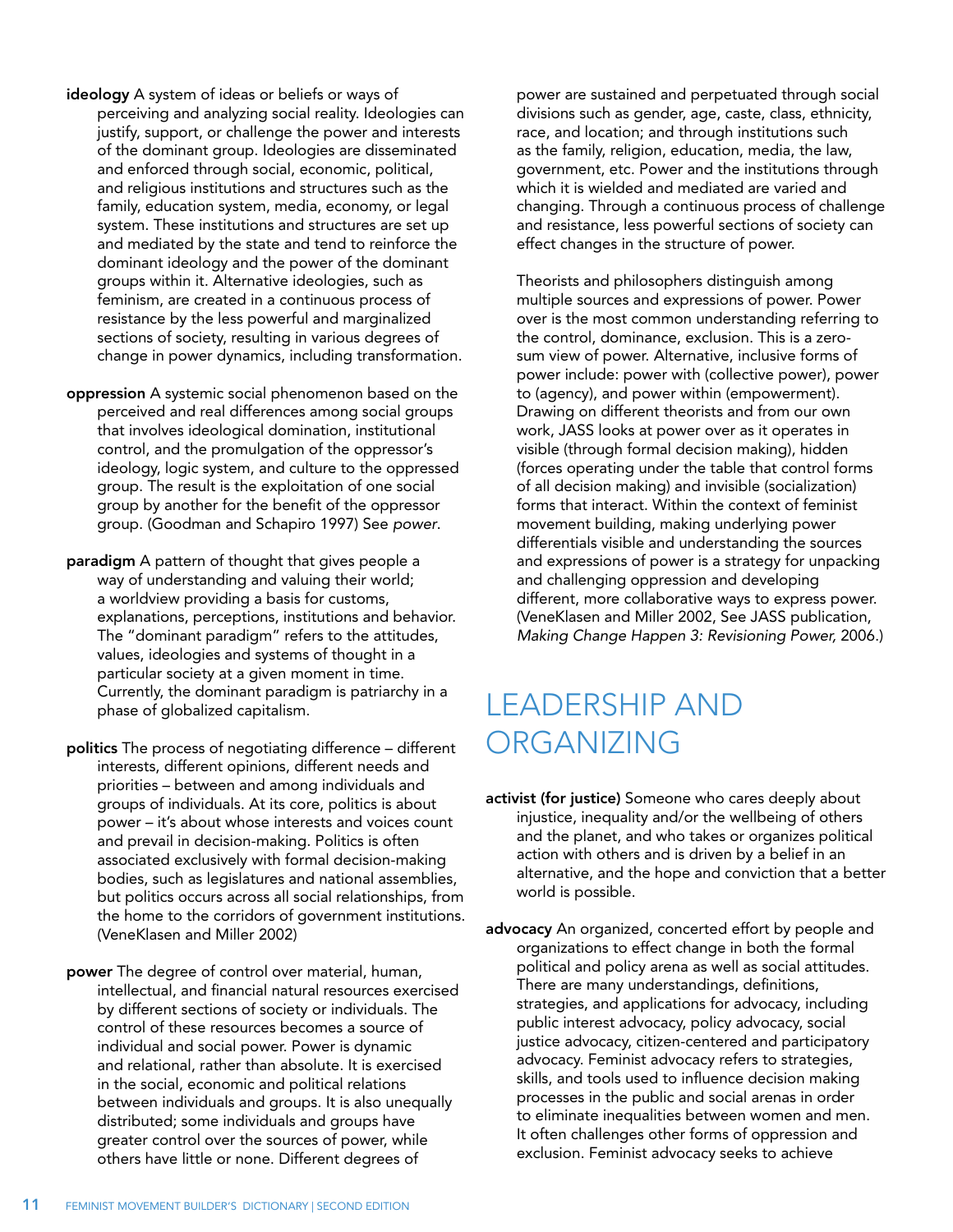**ideology** A system of ideas or beliefs or ways of perceiving and analyzing social reality. Ideologies can justify, support, or challenge the power and interests of the dominant group. Ideologies are disseminated and enforced through social, economic, political, and religious institutions and structures such as the family, education system, media, economy, or legal system. These institutions and structures are set up and mediated by the state and tend to reinforce the dominant ideology and the power of the dominant groups within it. Alternative ideologies, such as feminism, are created in a continuous process of resistance by the less powerful and marginalized sections of society, resulting in various degrees of change in power dynamics, including transformation.

**oppression** A systemic social phenomenon based on the perceived and real differences among social groups that involves ideological domination, institutional control, and the promulgation of the oppressor's ideology, logic system, and culture to the oppressed group. The result is the exploitation of one social group by another for the benefit of the oppressor group. (Goodman and Schapiro 1997) See *power*.

**paradigm** A pattern of thought that gives people a way of understanding and valuing their world; a worldview providing a basis for customs, explanations, perceptions, institutions and behavior. The "dominant paradigm" refers to the attitudes, values, ideologies and systems of thought in a particular society at a given moment in time. Currently, the dominant paradigm is patriarchy in a phase of globalized capitalism.

**politics** The process of negotiating difference – different interests, different opinions, different needs and priorities – between and among individuals and groups of individuals. At its core, politics is about power – it's about whose interests and voices count and prevail in decision-making. Politics is often associated exclusively with formal decision-making bodies, such as legislatures and national assemblies, but politics occurs across all social relationships, from the home to the corridors of government institutions. (VeneKlasen and Miller 2002)

**power** The degree of control over material, human, intellectual, and financial natural resources exercised by different sections of society or individuals. The control of these resources becomes a source of individual and social power. Power is dynamic and relational, rather than absolute. It is exercised in the social, economic and political relations between individuals and groups. It is also unequally distributed; some individuals and groups have greater control over the sources of power, while others have little or none. Different degrees of power are sustained and perpetuated through social divisions such as gender, age, caste, class, ethnicity, race, and location; and through institutions such as the family, religion, education, media, the law, government, etc. Power and the institutions through which it is wielded and mediated are varied and changing. Through a continuous process of challenge and resistance, less powerful sections of society can effect changes in the structure of power.

Theorists and philosophers distinguish among multiple sources and expressions of power. Power over is the most common understanding referring to the control, dominance, exclusion. This is a zero-sum view of power. Alternative, inclusive forms of power include: power with (collective power), power to (agency), and power within (empowerment). Drawing on different theorists and from our own work, JASS looks at power over as it operates in visible (through formal decision making), hidden (forces operating under the table that control forms of all decision making) and invisible (socialization) forms that interact. Within the context of feminist movement building, making underlying power differentials visible and understanding the sources and expressions of power is a strategy for unpacking and challenging oppression and developing different, more collaborative ways to express power. (VeneKlasen and Miller 2002, See JASS publication, *Making Change Happen 3: Revisioning Power,* 2006.)

# LEADERSHIP AND ORGANIZING

**activist (for justice)** Someone who cares deeply about injustice, inequality and/or the wellbeing of others and the planet, and who takes or organizes political action with others and is driven by a belief in an alternative, and the hope and conviction that a better world is possible.

**advocacy** An organized, concerted effort by people and organizations to effect change in both the formal political and policy arena as well as social attitudes. There are many understandings, definitions, strategies, and applications for advocacy, including public interest advocacy, policy advocacy, social justice advocacy, citizen-centered and participatory advocacy. Feminist advocacy refers to strategies, skills, and tools used to influence decision making processes in the public and social arenas in order to eliminate inequalities between women and men. It often challenges other forms of oppression and exclusion. Feminist advocacy seeks to achieve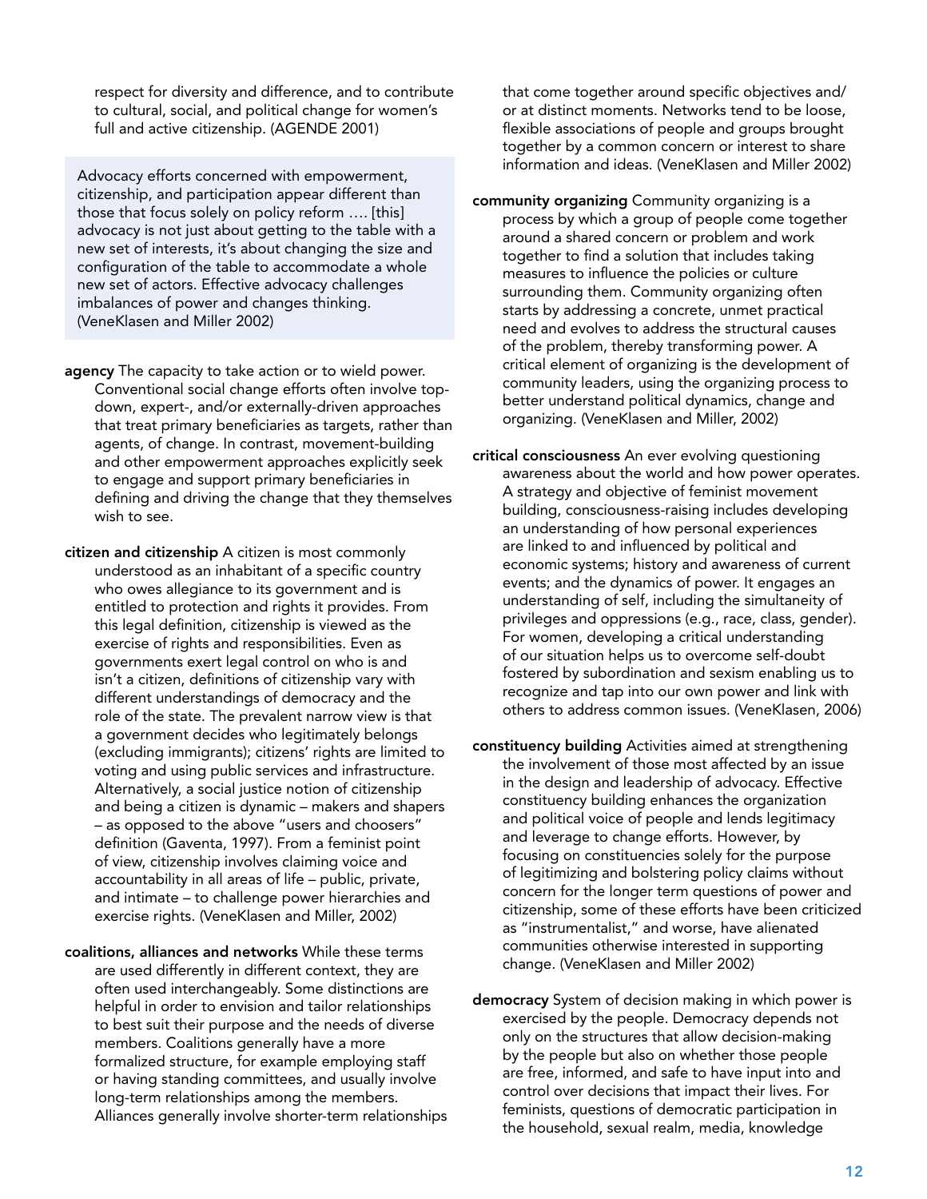respect for diversity and difference, and to contribute to cultural, social, and political change for women's full and active citizenship. (AGENDE 2001)

> Advocacy efforts concerned with empowerment, citizenship, and participation appear different than those that focus solely on policy reform …. [this] advocacy is not just about getting to the table with a new set of interests, it's about changing the size and configuration of the table to accommodate a whole new set of actors. Effective advocacy challenges imbalances of power and changes thinking. (VeneKlasen and Miller 2002)

**agency** The capacity to take action or to wield power. Conventional social change efforts often involve top-down, expert-, and/or externally-driven approaches that treat primary beneficiaries as targets, rather than agents, of change. In contrast, movement-building and other empowerment approaches explicitly seek to engage and support primary beneficiaries in defining and driving the change that they themselves wish to see.

**citizen and citizenship** A citizen is most commonly understood as an inhabitant of a specific country who owes allegiance to its government and is entitled to protection and rights it provides. From this legal definition, citizenship is viewed as the exercise of rights and responsibilities. Even as governments exert legal control on who is and isn't a citizen, definitions of citizenship vary with different understandings of democracy and the role of the state. The prevalent narrow view is that a government decides who legitimately belongs (excluding immigrants); citizens' rights are limited to voting and using public services and infrastructure. Alternatively, a social justice notion of citizenship and being a citizen is dynamic – makers and shapers – as opposed to the above "users and choosers" definition (Gaventa, 1997). From a feminist point of view, citizenship involves claiming voice and accountability in all areas of life – public, private, and intimate – to challenge power hierarchies and exercise rights. (VeneKlasen and Miller, 2002)

**coalitions, alliances and networks** While these terms are used differently in different context, they are often used interchangeably. Some distinctions are helpful in order to envision and tailor relationships to best suit their purpose and the needs of diverse members. Coalitions generally have a more formalized structure, for example employing staff or having standing committees, and usually involve long-term relationships among the members. Alliances generally involve shorter-term relationships that come together around specific objectives and/or at distinct moments. Networks tend to be loose, flexible associations of people and groups brought together by a common concern or interest to share information and ideas. (VeneKlasen and Miller 2002)

**community organizing** Community organizing is a process by which a group of people come together around a shared concern or problem and work together to find a solution that includes taking measures to influence the policies or culture surrounding them. Community organizing often starts by addressing a concrete, unmet practical need and evolves to address the structural causes of the problem, thereby transforming power. A critical element of organizing is the development of community leaders, using the organizing process to better understand political dynamics, change and organizing. (VeneKlasen and Miller, 2002)

**critical consciousness** An ever evolving questioning awareness about the world and how power operates. A strategy and objective of feminist movement building, consciousness-raising includes developing an understanding of how personal experiences are linked to and influenced by political and economic systems; history and awareness of current events; and the dynamics of power. It engages an understanding of self, including the simultaneity of privileges and oppressions (e.g., race, class, gender). For women, developing a critical understanding of our situation helps us to overcome self-doubt fostered by subordination and sexism enabling us to recognize and tap into our own power and link with others to address common issues. (VeneKlasen, 2006)

**constituency building** Activities aimed at strengthening the involvement of those most affected by an issue in the design and leadership of advocacy. Effective constituency building enhances the organization and political voice of people and lends legitimacy and leverage to change efforts. However, by focusing on constituencies solely for the purpose of legitimizing and bolstering policy claims without concern for the longer term questions of power and citizenship, some of these efforts have been criticized as "instrumentalist," and worse, have alienated communities otherwise interested in supporting change. (VeneKlasen and Miller 2002)

**democracy** System of decision making in which power is exercised by the people. Democracy depends not only on the structures that allow decision-making by the people but also on whether those people are free, informed, and safe to have input into and control over decisions that impact their lives. For feminists, questions of democratic participation in the household, sexual realm, media, knowledge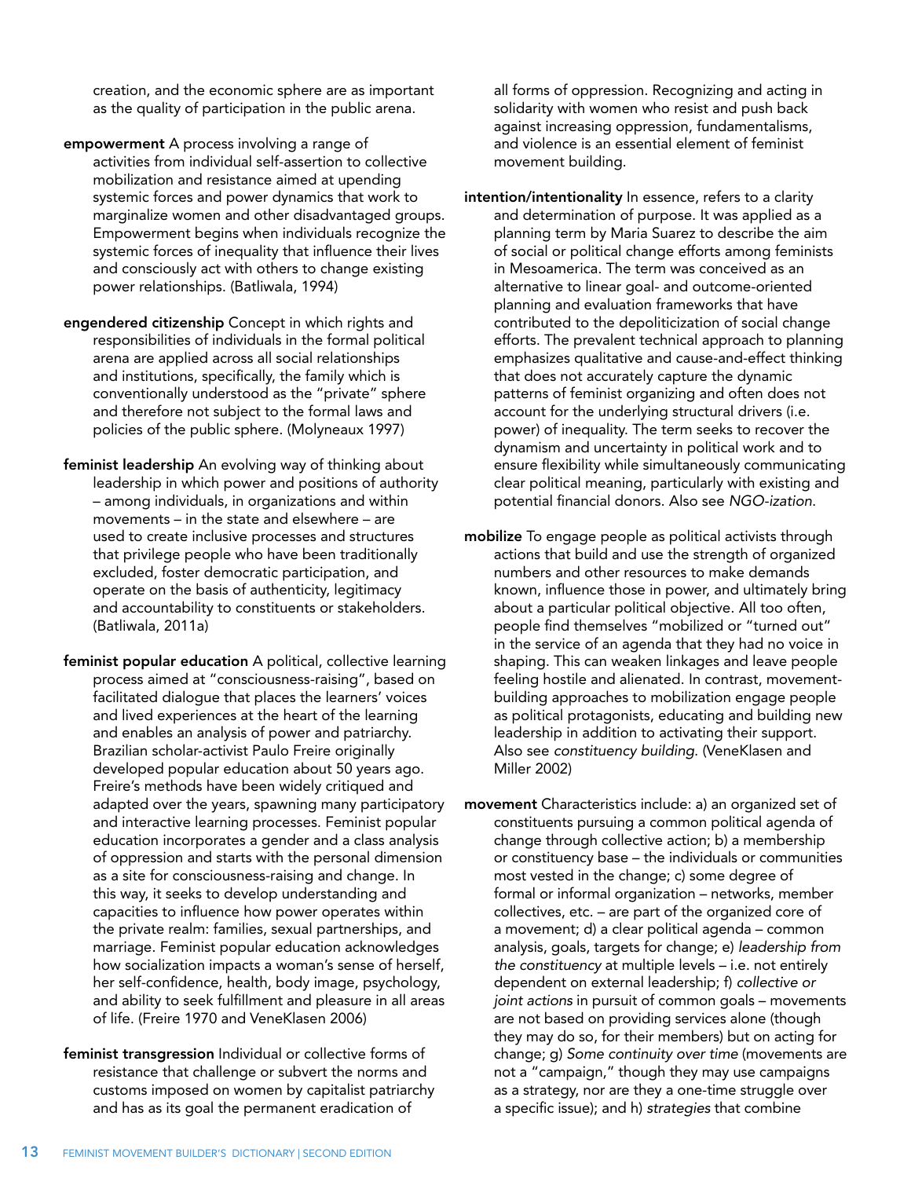creation, and the economic sphere are as important as the quality of participation in the public arena.

**empowerment** A process involving a range of activities from individual self-assertion to collective mobilization and resistance aimed at upending systemic forces and power dynamics that work to marginalize women and other disadvantaged groups. Empowerment begins when individuals recognize the systemic forces of inequality that influence their lives and consciously act with others to change existing power relationships. (Batliwala, 1994)

**engendered citizenship** Concept in which rights and responsibilities of individuals in the formal political arena are applied across all social relationships and institutions, specifically, the family which is conventionally understood as the "private" sphere and therefore not subject to the formal laws and policies of the public sphere. (Molyneaux 1997)

**feminist leadership** An evolving way of thinking about leadership in which power and positions of authority – among individuals, in organizations and within movements – in the state and elsewhere – are used to create inclusive processes and structures that privilege people who have been traditionally excluded, foster democratic participation, and operate on the basis of authenticity, legitimacy and accountability to constituents or stakeholders. (Batliwala, 2011a)

**feminist popular education** A political, collective learning process aimed at "consciousness-raising", based on facilitated dialogue that places the learners' voices and lived experiences at the heart of the learning and enables an analysis of power and patriarchy. Brazilian scholar-activist Paulo Freire originally developed popular education about 50 years ago. Freire's methods have been widely critiqued and adapted over the years, spawning many participatory and interactive learning processes. Feminist popular education incorporates a gender and a class analysis of oppression and starts with the personal dimension as a site for consciousness-raising and change. In this way, it seeks to develop understanding and capacities to influence how power operates within the private realm: families, sexual partnerships, and marriage. Feminist popular education acknowledges how socialization impacts a woman's sense of herself, her self-confidence, health, body image, psychology, and ability to seek fulfillment and pleasure in all areas of life. (Freire 1970 and VeneKlasen 2006)

**feminist transgression** Individual or collective forms of resistance that challenge or subvert the norms and customs imposed on women by capitalist patriarchy and has as its goal the permanent eradication of all forms of oppression. Recognizing and acting in solidarity with women who resist and push back against increasing oppression, fundamentalisms, and violence is an essential element of feminist movement building.

**intention/intentionality** In essence, refers to a clarity and determination of purpose. It was applied as a planning term by Maria Suarez to describe the aim of social or political change efforts among feminists in Mesoamerica. The term was conceived as an alternative to linear goal- and outcome-oriented planning and evaluation frameworks that have contributed to the depoliticization of social change efforts. The prevalent technical approach to planning emphasizes qualitative and cause-and-effect thinking that does not accurately capture the dynamic patterns of feminist organizing and often does not account for the underlying structural drivers (i.e. power) of inequality. The term seeks to recover the dynamism and uncertainty in political work and to ensure flexibility while simultaneously communicating clear political meaning, particularly with existing and potential financial donors. Also see *NGO-ization*.

**mobilize** To engage people as political activists through actions that build and use the strength of organized numbers and other resources to make demands known, influence those in power, and ultimately bring about a particular political objective. All too often, people find themselves "mobilized or "turned out" in the service of an agenda that they had no voice in shaping. This can weaken linkages and leave people feeling hostile and alienated. In contrast, movement-building approaches to mobilization engage people as political protagonists, educating and building new leadership in addition to activating their support. Also see *constituency building*. (VeneKlasen and Miller 2002)

**movement** Characteristics include: a) an organized set of constituents pursuing a common political agenda of change through collective action; b) a membership or constituency base – the individuals or communities most vested in the change; c) some degree of formal or informal organization – networks, member collectives, etc. – are part of the organized core of a movement; d) a clear political agenda – common analysis, goals, targets for change; e) *leadership from the constituency* at multiple levels – i.e. not entirely dependent on external leadership; f) *collective or joint actions* in pursuit of common goals – movements are not based on providing services alone (though they may do so, for their members) but on acting for change; g) *Some continuity over time* (movements are not a "campaign," though they may use campaigns as a strategy, nor are they a one-time struggle over a specific issue); and h) *strategies* that combine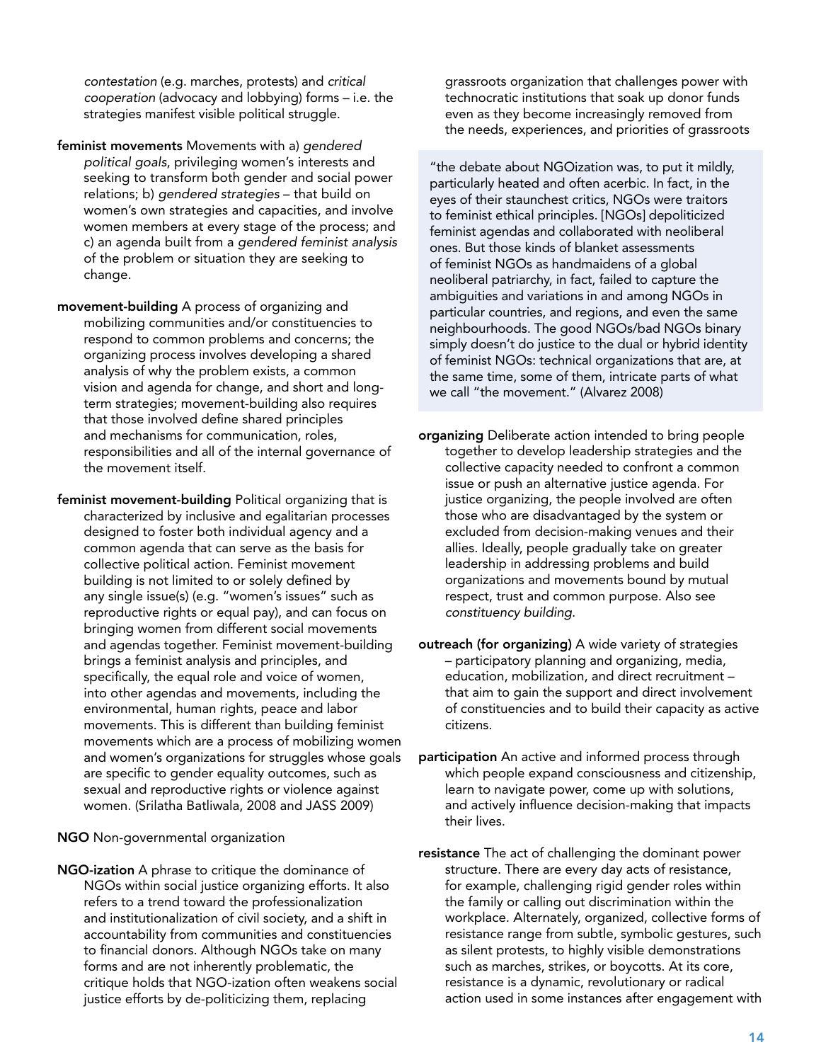*contestation* (e.g. marches, protests) and *critical cooperation* (advocacy and lobbying) forms – i.e. the strategies manifest visible political struggle.

**feminist movements** Movements with a) *gendered political goals*, privileging women's interests and seeking to transform both gender and social power relations; b) *gendered strategies* – that build on women's own strategies and capacities, and involve women members at every stage of the process; and c) an agenda built from a *gendered feminist analysis* of the problem or situation they are seeking to change.

**movement-building** A process of organizing and mobilizing communities and/or constituencies to respond to common problems and concerns; the organizing process involves developing a shared analysis of why the problem exists, a common vision and agenda for change, and short and long-term strategies; movement-building also requires that those involved define shared principles and mechanisms for communication, roles, responsibilities and all of the internal governance of the movement itself.

**feminist movement-building** Political organizing that is characterized by inclusive and egalitarian processes designed to foster both individual agency and a common agenda that can serve as the basis for collective political action. Feminist movement building is not limited to or solely defined by any single issue(s) (e.g. "women's issues" such as reproductive rights or equal pay), and can focus on bringing women from different social movements and agendas together. Feminist movement-building brings a feminist analysis and principles, and specifically, the equal role and voice of women, into other agendas and movements, including the environmental, human rights, peace and labor movements. This is different than building feminist movements which are a process of mobilizing women and women's organizations for struggles whose goals are specific to gender equality outcomes, such as sexual and reproductive rights or violence against women. (Srilatha Batliwala, 2008 and JASS 2009)

**NGO** Non-governmental organization

**NGO-ization** A phrase to critique the dominance of NGOs within social justice organizing efforts. It also refers to a trend toward the professionalization and institutionalization of civil society, and a shift in accountability from communities and constituencies to financial donors. Although NGOs take on many forms and are not inherently problematic, the critique holds that NGO-ization often weakens social justice efforts by de-politicizing them, replacing grassroots organization that challenges power with technocratic institutions that soak up donor funds even as they become increasingly removed from the needs, experiences, and priorities of grassroots

> "the debate about NGOization was, to put it mildly, particularly heated and often acerbic. In fact, in the eyes of their staunchest critics, NGOs were traitors to feminist ethical principles. [NGOs] depoliticized feminist agendas and collaborated with neoliberal ones. But those kinds of blanket assessments of feminist NGOs as handmaidens of a global neoliberal patriarchy, in fact, failed to capture the ambiguities and variations in and among NGOs in particular countries, and regions, and even the same neighbourhoods. The good NGOs/bad NGOs binary simply doesn't do justice to the dual or hybrid identity of feminist NGOs: technical organizations that are, at the same time, some of them, intricate parts of what we call "the movement." (Alvarez 2008)

**organizing** Deliberate action intended to bring people together to develop leadership strategies and the collective capacity needed to confront a common issue or push an alternative justice agenda. For justice organizing, the people involved are often those who are disadvantaged by the system or excluded from decision-making venues and their allies. Ideally, people gradually take on greater leadership in addressing problems and build organizations and movements bound by mutual respect, trust and common purpose. Also see *constituency building.*

**outreach (for organizing)** A wide variety of strategies – participatory planning and organizing, media, education, mobilization, and direct recruitment – that aim to gain the support and direct involvement of constituencies and to build their capacity as active citizens.

**participation** An active and informed process through which people expand consciousness and citizenship, learn to navigate power, come up with solutions, and actively influence decision-making that impacts their lives.

**resistance** The act of challenging the dominant power structure. There are every day acts of resistance, for example, challenging rigid gender roles within the family or calling out discrimination within the workplace. Alternately, organized, collective forms of resistance range from subtle, symbolic gestures, such as silent protests, to highly visible demonstrations such as marches, strikes, or boycotts. At its core, resistance is a dynamic, revolutionary or radical action used in some instances after engagement with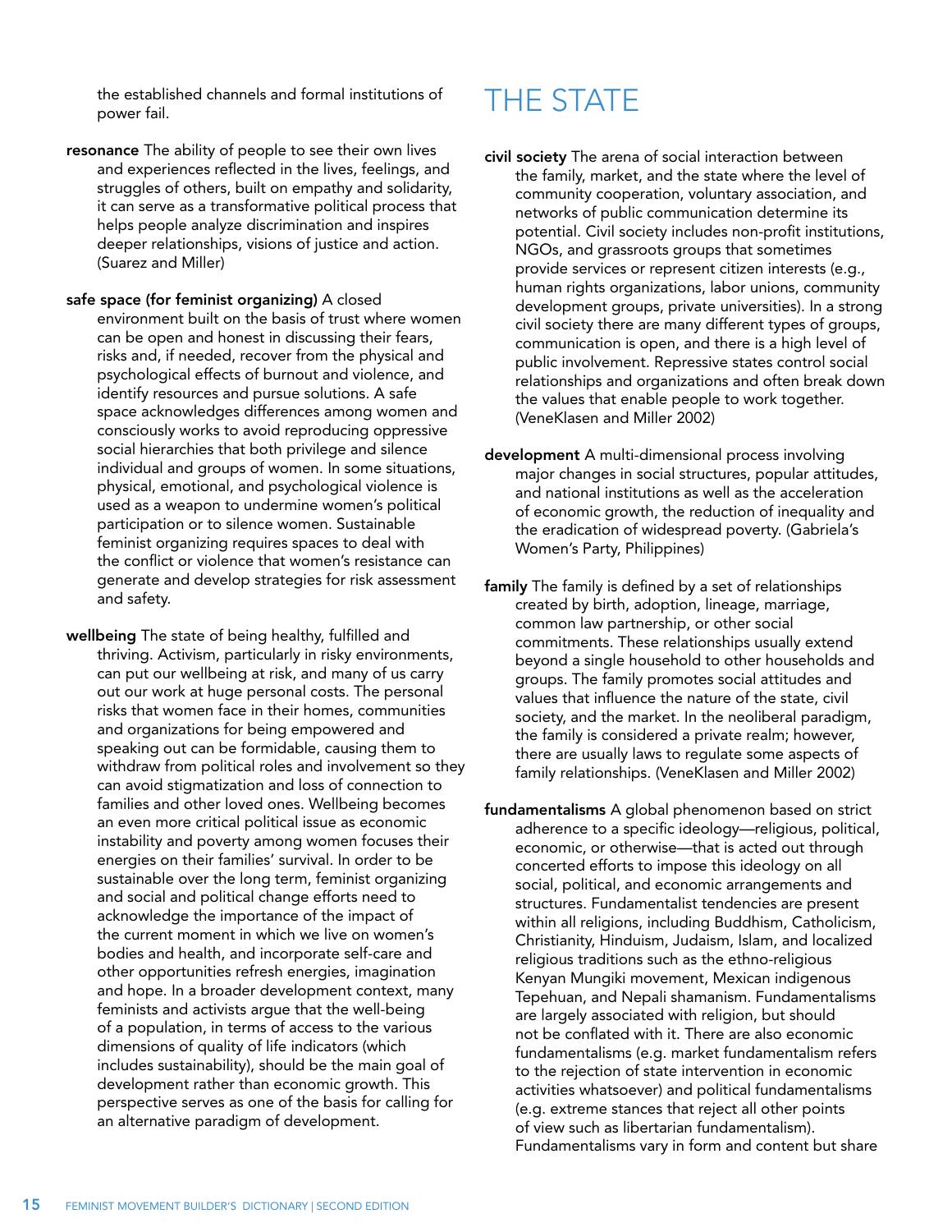the established channels and formal institutions of power fail.

**resonance** The ability of people to see their own lives and experiences reflected in the lives, feelings, and struggles of others, built on empathy and solidarity, it can serve as a transformative political process that helps people analyze discrimination and inspires deeper relationships, visions of justice and action. (Suarez and Miller)

**safe space (for feminist organizing)** A closed environment built on the basis of trust where women can be open and honest in discussing their fears, risks and, if needed, recover from the physical and psychological effects of burnout and violence, and identify resources and pursue solutions. A safe space acknowledges differences among women and consciously works to avoid reproducing oppressive social hierarchies that both privilege and silence individual and groups of women. In some situations, physical, emotional, and psychological violence is used as a weapon to undermine women's political participation or to silence women. Sustainable feminist organizing requires spaces to deal with the conflict or violence that women's resistance can generate and develop strategies for risk assessment and safety.

**wellbeing** The state of being healthy, fulfilled and thriving. Activism, particularly in risky environments, can put our wellbeing at risk, and many of us carry out our work at huge personal costs. The personal risks that women face in their homes, communities and organizations for being empowered and speaking out can be formidable, causing them to withdraw from political roles and involvement so they can avoid stigmatization and loss of connection to families and other loved ones. Wellbeing becomes an even more critical political issue as economic instability and poverty among women focuses their energies on their families' survival. In order to be sustainable over the long term, feminist organizing and social and political change efforts need to acknowledge the importance of the impact of the current moment in which we live on women's bodies and health, and incorporate self-care and other opportunities refresh energies, imagination and hope. In a broader development context, many feminists and activists argue that the well-being of a population, in terms of access to the various dimensions of quality of life indicators (which includes sustainability), should be the main goal of development rather than economic growth. This perspective serves as one of the basis for calling for an alternative paradigm of development.

# THE STATE

**civil society** The arena of social interaction between the family, market, and the state where the level of community cooperation, voluntary association, and networks of public communication determine its potential. Civil society includes non-profit institutions, NGOs, and grassroots groups that sometimes provide services or represent citizen interests (e.g., human rights organizations, labor unions, community development groups, private universities). In a strong civil society there are many different types of groups, communication is open, and there is a high level of public involvement. Repressive states control social relationships and organizations and often break down the values that enable people to work together. (VeneKlasen and Miller 2002)

**development** A multi-dimensional process involving major changes in social structures, popular attitudes, and national institutions as well as the acceleration of economic growth, the reduction of inequality and the eradication of widespread poverty. (Gabriela's Women's Party, Philippines)

**family** The family is defined by a set of relationships created by birth, adoption, lineage, marriage, common law partnership, or other social commitments. These relationships usually extend beyond a single household to other households and groups. The family promotes social attitudes and values that influence the nature of the state, civil society, and the market. In the neoliberal paradigm, the family is considered a private realm; however, there are usually laws to regulate some aspects of family relationships. (VeneKlasen and Miller 2002)

**fundamentalisms** A global phenomenon based on strict adherence to a specific ideology—religious, political, economic, or otherwise—that is acted out through concerted efforts to impose this ideology on all social, political, and economic arrangements and structures. Fundamentalist tendencies are present within all religions, including Buddhism, Catholicism, Christianity, Hinduism, Judaism, Islam, and localized religious traditions such as the ethno-religious Kenyan Mungiki movement, Mexican indigenous Tepehuan, and Nepali shamanism. Fundamentalisms are largely associated with religion, but should not be conflated with it. There are also economic fundamentalisms (e.g. market fundamentalism refers to the rejection of state intervention in economic activities whatsoever) and political fundamentalisms (e.g. extreme stances that reject all other points of view such as libertarian fundamentalism). Fundamentalisms vary in form and content but share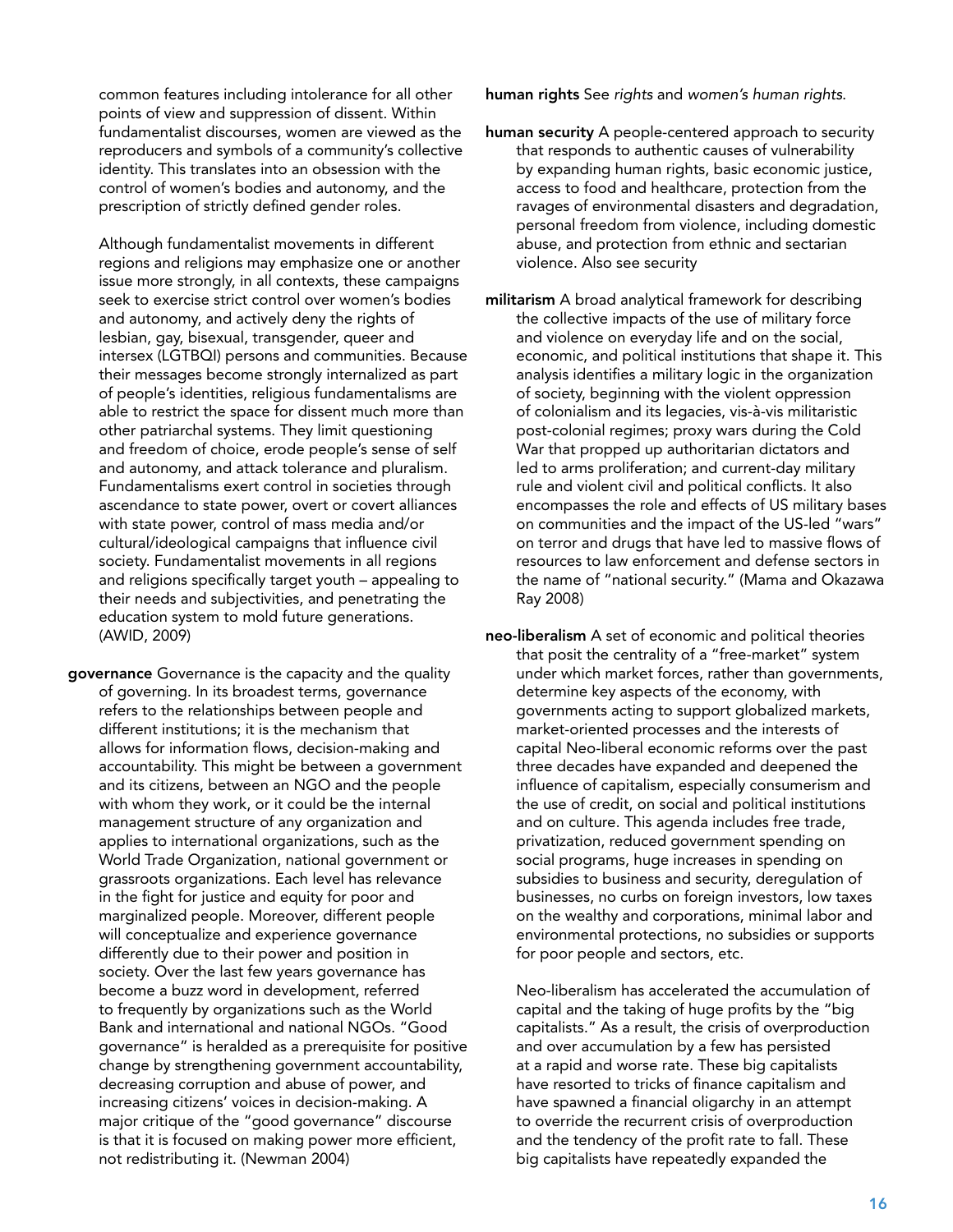common features including intolerance for all other points of view and suppression of dissent. Within fundamentalist discourses, women are viewed as the reproducers and symbols of a community's collective identity. This translates into an obsession with the control of women's bodies and autonomy, and the prescription of strictly defined gender roles.

Although fundamentalist movements in different regions and religions may emphasize one or another issue more strongly, in all contexts, these campaigns seek to exercise strict control over women's bodies and autonomy, and actively deny the rights of lesbian, gay, bisexual, transgender, queer and intersex (LGTBQI) persons and communities. Because their messages become strongly internalized as part of people's identities, religious fundamentalisms are able to restrict the space for dissent much more than other patriarchal systems. They limit questioning and freedom of choice, erode people's sense of self and autonomy, and attack tolerance and pluralism. Fundamentalisms exert control in societies through ascendance to state power, overt or covert alliances with state power, control of mass media and/or cultural/ideological campaigns that influence civil society. Fundamentalist movements in all regions and religions specifically target youth – appealing to their needs and subjectivities, and penetrating the education system to mold future generations. (AWID, 2009)

**governance** Governance is the capacity and the quality of governing. In its broadest terms, governance refers to the relationships between people and different institutions; it is the mechanism that allows for information flows, decision-making and accountability. This might be between a government and its citizens, between an NGO and the people with whom they work, or it could be the internal management structure of any organization and applies to international organizations, such as the World Trade Organization, national government or grassroots organizations. Each level has relevance in the fight for justice and equity for poor and marginalized people. Moreover, different people will conceptualize and experience governance differently due to their power and position in society. Over the last few years governance has become a buzz word in development, referred to frequently by organizations such as the World Bank and international and national NGOs. "Good governance" is heralded as a prerequisite for positive change by strengthening government accountability, decreasing corruption and abuse of power, and increasing citizens' voices in decision-making. A major critique of the "good governance" discourse is that it is focused on making power more efficient, not redistributing it. (Newman 2004)

**human rights** See *rights* and *women's human rights*.

**human security** A people-centered approach to security that responds to authentic causes of vulnerability by expanding human rights, basic economic justice, access to food and healthcare, protection from the ravages of environmental disasters and degradation, personal freedom from violence, including domestic abuse, and protection from ethnic and sectarian violence. Also see security

**militarism** A broad analytical framework for describing the collective impacts of the use of military force and violence on everyday life and on the social, economic, and political institutions that shape it. This analysis identifies a military logic in the organization of society, beginning with the violent oppression of colonialism and its legacies, vis-à-vis militaristic post-colonial regimes; proxy wars during the Cold War that propped up authoritarian dictators and led to arms proliferation; and current-day military rule and violent civil and political conflicts. It also encompasses the role and effects of US military bases on communities and the impact of the US-led "wars" on terror and drugs that have led to massive flows of resources to law enforcement and defense sectors in the name of "national security." (Mama and Okazawa Ray 2008)

**neo-liberalism** A set of economic and political theories that posit the centrality of a "free-market" system under which market forces, rather than governments, determine key aspects of the economy, with governments acting to support globalized markets, market-oriented processes and the interests of capital Neo-liberal economic reforms over the past three decades have expanded and deepened the influence of capitalism, especially consumerism and the use of credit, on social and political institutions and on culture. This agenda includes free trade, privatization, reduced government spending on social programs, huge increases in spending on subsidies to business and security, deregulation of businesses, no curbs on foreign investors, low taxes on the wealthy and corporations, minimal labor and environmental protections, no subsidies or supports for poor people and sectors, etc.

Neo-liberalism has accelerated the accumulation of capital and the taking of huge profits by the "big capitalists." As a result, the crisis of overproduction and over accumulation by a few has persisted at a rapid and worse rate. These big capitalists have resorted to tricks of finance capitalism and have spawned a financial oligarchy in an attempt to override the recurrent crisis of overproduction and the tendency of the profit rate to fall. These big capitalists have repeatedly expanded the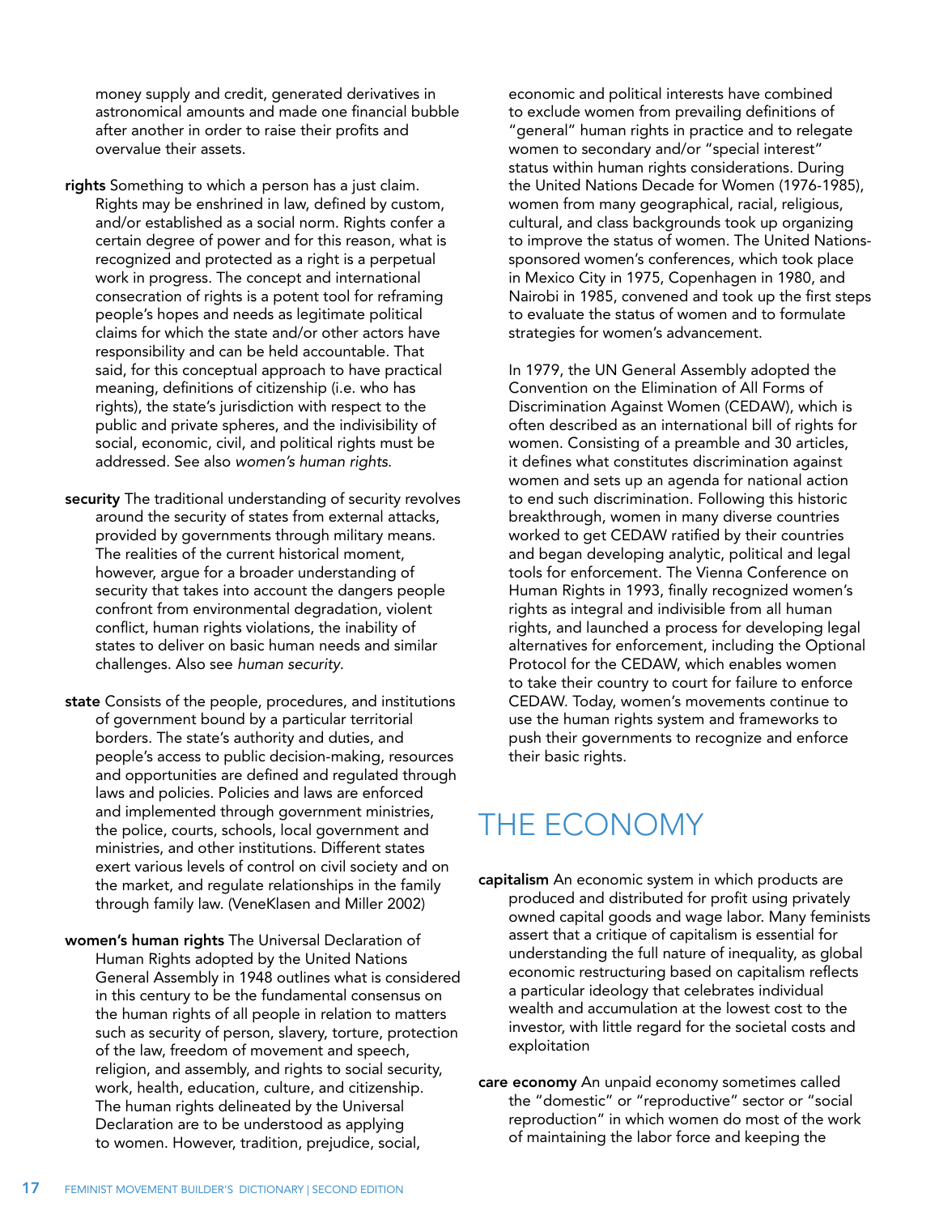money supply and credit, generated derivatives in astronomical amounts and made one financial bubble after another in order to raise their profits and overvalue their assets.

**rights** Something to which a person has a just claim. Rights may be enshrined in law, defined by custom, and/or established as a social norm. Rights confer a certain degree of power and for this reason, what is recognized and protected as a right is a perpetual work in progress. The concept and international consecration of rights is a potent tool for reframing people's hopes and needs as legitimate political claims for which the state and/or other actors have responsibility and can be held accountable. That said, for this conceptual approach to have practical meaning, definitions of citizenship (i.e. who has rights), the state's jurisdiction with respect to the public and private spheres, and the indivisibility of social, economic, civil, and political rights must be addressed. See also *women's human rights*.

**security** The traditional understanding of security revolves around the security of states from external attacks, provided by governments through military means. The realities of the current historical moment, however, argue for a broader understanding of security that takes into account the dangers people confront from environmental degradation, violent conflict, human rights violations, the inability of states to deliver on basic human needs and similar challenges. Also see *human security*.

**state** Consists of the people, procedures, and institutions of government bound by a particular territorial borders. The state's authority and duties, and people's access to public decision-making, resources and opportunities are defined and regulated through laws and policies. Policies and laws are enforced and implemented through government ministries, the police, courts, schools, local government and ministries, and other institutions. Different states exert various levels of control on civil society and on the market, and regulate relationships in the family through family law. (VeneKlasen and Miller 2002)

**women's human rights** The Universal Declaration of Human Rights adopted by the United Nations General Assembly in 1948 outlines what is considered in this century to be the fundamental consensus on the human rights of all people in relation to matters such as security of person, slavery, torture, protection of the law, freedom of movement and speech, religion, and assembly, and rights to social security, work, health, education, culture, and citizenship. The human rights delineated by the Universal Declaration are to be understood as applying to women. However, tradition, prejudice, social, economic and political interests have combined to exclude women from prevailing definitions of "general" human rights in practice and to relegate women to secondary and/or "special interest" status within human rights considerations. During the United Nations Decade for Women (1976-1985), women from many geographical, racial, religious, cultural, and class backgrounds took up organizing to improve the status of women. The United Nations-sponsored women's conferences, which took place in Mexico City in 1975, Copenhagen in 1980, and Nairobi in 1985, convened and took up the first steps to evaluate the status of women and to formulate strategies for women's advancement.

In 1979, the UN General Assembly adopted the Convention on the Elimination of All Forms of Discrimination Against Women (CEDAW), which is often described as an international bill of rights for women. Consisting of a preamble and 30 articles, it defines what constitutes discrimination against women and sets up an agenda for national action to end such discrimination. Following this historic breakthrough, women in many diverse countries worked to get CEDAW ratified by their countries and began developing analytic, political and legal tools for enforcement. The Vienna Conference on Human Rights in 1993, finally recognized women's rights as integral and indivisible from all human rights, and launched a process for developing legal alternatives for enforcement, including the Optional Protocol for the CEDAW, which enables women to take their country to court for failure to enforce CEDAW. Today, women's movements continue to use the human rights system and frameworks to push their governments to recognize and enforce their basic rights.

# THE ECONOMY

**capitalism** An economic system in which products are produced and distributed for profit using privately owned capital goods and wage labor. Many feminists assert that a critique of capitalism is essential for understanding the full nature of inequality, as global economic restructuring based on capitalism reflects a particular ideology that celebrates individual wealth and accumulation at the lowest cost to the investor, with little regard for the societal costs and exploitation

**care economy** An unpaid economy sometimes called the "domestic" or "reproductive" sector or "social reproduction" in which women do most of the work of maintaining the labor force and keeping the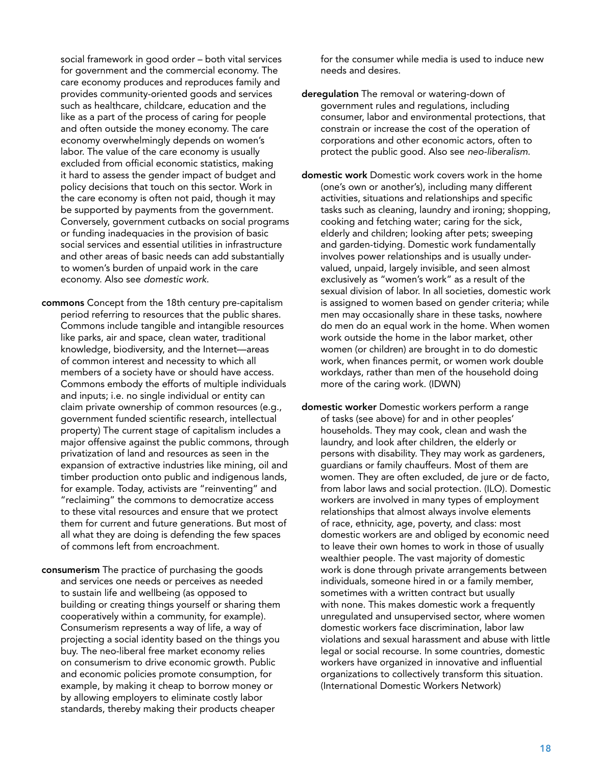social framework in good order – both vital services for government and the commercial economy. The care economy produces and reproduces family and provides community-oriented goods and services such as healthcare, childcare, education and the like as a part of the process of caring for people and often outside the money economy. The care economy overwhelmingly depends on women's labor. The value of the care economy is usually excluded from official economic statistics, making it hard to assess the gender impact of budget and policy decisions that touch on this sector. Work in the care economy is often not paid, though it may be supported by payments from the government. Conversely, government cutbacks on social programs or funding inadequacies in the provision of basic social services and essential utilities in infrastructure and other areas of basic needs can add substantially to women's burden of unpaid work in the care economy. Also see *domestic work*.

**commons** Concept from the 18th century pre-capitalism period referring to resources that the public shares. Commons include tangible and intangible resources like parks, air and space, clean water, traditional knowledge, biodiversity, and the Internet—areas of common interest and necessity to which all members of a society have or should have access. Commons embody the efforts of multiple individuals and inputs; i.e. no single individual or entity can claim private ownership of common resources (e.g., government funded scientific research, intellectual property) The current stage of capitalism includes a major offensive against the public commons, through privatization of land and resources as seen in the expansion of extractive industries like mining, oil and timber production onto public and indigenous lands, for example. Today, activists are "reinventing" and "reclaiming" the commons to democratize access to these vital resources and ensure that we protect them for current and future generations. But most of all what they are doing is defending the few spaces of commons left from encroachment.

**consumerism** The practice of purchasing the goods and services one needs or perceives as needed to sustain life and wellbeing (as opposed to building or creating things yourself or sharing them cooperatively within a community, for example). Consumerism represents a way of life, a way of projecting a social identity based on the things you buy. The neo-liberal free market economy relies on consumerism to drive economic growth. Public and economic policies promote consumption, for example, by making it cheap to borrow money or by allowing employers to eliminate costly labor standards, thereby making their products cheaper for the consumer while media is used to induce new needs and desires.

**deregulation** The removal or watering-down of government rules and regulations, including consumer, labor and environmental protections, that constrain or increase the cost of the operation of corporations and other economic actors, often to protect the public good. Also see *neo-liberalism*.

**domestic work** Domestic work covers work in the home (one's own or another's), including many different activities, situations and relationships and specific tasks such as cleaning, laundry and ironing; shopping, cooking and fetching water; caring for the sick, elderly and children; looking after pets; sweeping and garden-tidying. Domestic work fundamentally involves power relationships and is usually undervalued, unpaid, largely invisible, and seen almost exclusively as "women's work" as a result of the sexual division of labor. In all societies, domestic work is assigned to women based on gender criteria; while men may occasionally share in these tasks, nowhere do men do an equal work in the home. When women work outside the home in the labor market, other women (or children) are brought in to do domestic work, when finances permit, or women work double workdays, rather than men of the household doing more of the caring work. (IDWN)

**domestic worker** Domestic workers perform a range of tasks (see above) for and in other peoples' households. They may cook, clean and wash the laundry, and look after children, the elderly or persons with disability. They may work as gardeners, guardians or family chauffeurs. Most of them are women. They are often excluded, de jure or de facto, from labor laws and social protection. (ILO). Domestic workers are involved in many types of employment relationships that almost always involve elements of race, ethnicity, age, poverty, and class: most domestic workers are and obliged by economic need to leave their own homes to work in those of usually wealthier people. The vast majority of domestic work is done through private arrangements between individuals, someone hired in or a family member, sometimes with a written contract but usually with none. This makes domestic work a frequently unregulated and unsupervised sector, where women domestic workers face discrimination, labor law violations and sexual harassment and abuse with little legal or social recourse. In some countries, domestic workers have organized in innovative and influential organizations to collectively transform this situation. (International Domestic Workers Network)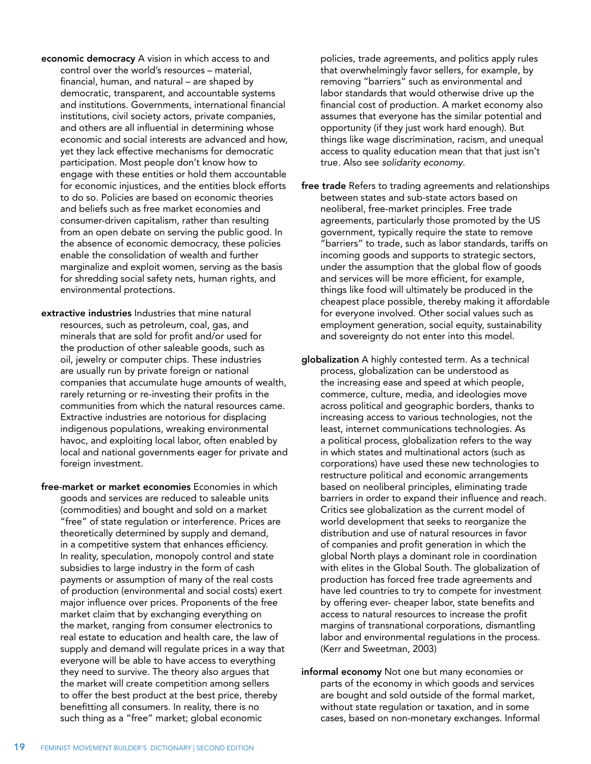**economic democracy** A vision in which access to and control over the world's resources – material, financial, human, and natural – are shaped by democratic, transparent, and accountable systems and institutions. Governments, international financial institutions, civil society actors, private companies, and others are all influential in determining whose economic and social interests are advanced and how, yet they lack effective mechanisms for democratic participation. Most people don't know how to engage with these entities or hold them accountable for economic injustices, and the entities block efforts to do so. Policies are based on economic theories and beliefs such as free market economies and consumer-driven capitalism, rather than resulting from an open debate on serving the public good. In the absence of economic democracy, these policies enable the consolidation of wealth and further marginalize and exploit women, serving as the basis for shredding social safety nets, human rights, and environmental protections.

**extractive industries** Industries that mine natural resources, such as petroleum, coal, gas, and minerals that are sold for profit and/or used for the production of other saleable goods, such as oil, jewelry or computer chips. These industries are usually run by private foreign or national companies that accumulate huge amounts of wealth, rarely returning or re-investing their profits in the communities from which the natural resources came. Extractive industries are notorious for displacing indigenous populations, wreaking environmental havoc, and exploiting local labor, often enabled by local and national governments eager for private and foreign investment.

**free-market or market economies** Economies in which goods and services are reduced to saleable units (commodities) and bought and sold on a market "free" of state regulation or interference. Prices are theoretically determined by supply and demand, in a competitive system that enhances efficiency. In reality, speculation, monopoly control and state subsidies to large industry in the form of cash payments or assumption of many of the real costs of production (environmental and social costs) exert major influence over prices. Proponents of the free market claim that by exchanging everything on the market, ranging from consumer electronics to real estate to education and health care, the law of supply and demand will regulate prices in a way that everyone will be able to have access to everything they need to survive. The theory also argues that the market will create competition among sellers to offer the best product at the best price, thereby benefitting all consumers. In reality, there is no such thing as a "free" market; global economic policies, trade agreements, and politics apply rules that overwhelmingly favor sellers, for example, by removing "barriers" such as environmental and labor standards that would otherwise drive up the financial cost of production. A market economy also assumes that everyone has the similar potential and opportunity (if they just work hard enough). But things like wage discrimination, racism, and unequal access to quality education mean that that just isn't true. Also see *solidarity economy*.

**free trade** Refers to trading agreements and relationships between states and sub-state actors based on neoliberal, free-market principles. Free trade agreements, particularly those promoted by the US government, typically require the state to remove "barriers" to trade, such as labor standards, tariffs on incoming goods and supports to strategic sectors, under the assumption that the global flow of goods and services will be more efficient, for example, things like food will ultimately be produced in the cheapest place possible, thereby making it affordable for everyone involved. Other social values such as employment generation, social equity, sustainability and sovereignty do not enter into this model.

**globalization** A highly contested term. As a technical process, globalization can be understood as the increasing ease and speed at which people, commerce, culture, media, and ideologies move across political and geographic borders, thanks to increasing access to various technologies, not the least, internet communications technologies. As a political process, globalization refers to the way in which states and multinational actors (such as corporations) have used these new technologies to restructure political and economic arrangements based on neoliberal principles, eliminating trade barriers in order to expand their influence and reach. Critics see globalization as the current model of world development that seeks to reorganize the distribution and use of natural resources in favor of companies and profit generation in which the global North plays a dominant role in coordination with elites in the Global South. The globalization of production has forced free trade agreements and have led countries to try to compete for investment by offering ever- cheaper labor, state benefits and access to natural resources to increase the profit margins of transnational corporations, dismantling labor and environmental regulations in the process. (Kerr and Sweetman, 2003)

**informal economy** Not one but many economies or parts of the economy in which goods and services are bought and sold outside of the formal market, without state regulation or taxation, and in some cases, based on non-monetary exchanges. Informal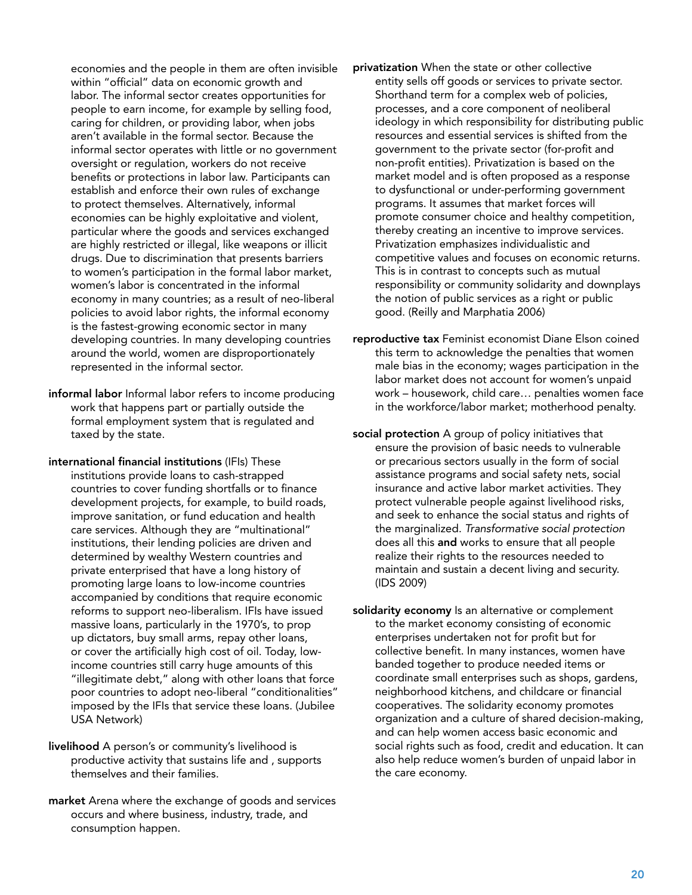economies and the people in them are often invisible within "official" data on economic growth and labor. The informal sector creates opportunities for people to earn income, for example by selling food, caring for children, or providing labor, when jobs aren't available in the formal sector. Because the informal sector operates with little or no government oversight or regulation, workers do not receive benefits or protections in labor law. Participants can establish and enforce their own rules of exchange to protect themselves. Alternatively, informal economies can be highly exploitative and violent, particular where the goods and services exchanged are highly restricted or illegal, like weapons or illicit drugs. Due to discrimination that presents barriers to women's participation in the formal labor market, women's labor is concentrated in the informal economy in many countries; as a result of neo-liberal policies to avoid labor rights, the informal economy is the fastest-growing economic sector in many developing countries. In many developing countries around the world, women are disproportionately represented in the informal sector.

**informal labor** Informal labor refers to income producing work that happens part or partially outside the formal employment system that is regulated and taxed by the state.

**international financial institutions** (IFIs) These institutions provide loans to cash-strapped countries to cover funding shortfalls or to finance development projects, for example, to build roads, improve sanitation, or fund education and health care services. Although they are "multinational" institutions, their lending policies are driven and determined by wealthy Western countries and private enterprised that have a long history of promoting large loans to low-income countries accompanied by conditions that require economic reforms to support neo-liberalism. IFIs have issued massive loans, particularly in the 1970's, to prop up dictators, buy small arms, repay other loans, or cover the artificially high cost of oil. Today, low-income countries still carry huge amounts of this "illegitimate debt," along with other loans that force poor countries to adopt neo-liberal "conditionalities" imposed by the IFIs that service these loans. (Jubilee USA Network)

**livelihood** A person's or community's livelihood is productive activity that sustains life and , supports themselves and their families.

**market** Arena where the exchange of goods and services occurs and where business, industry, trade, and consumption happen.

**privatization** When the state or other collective entity sells off goods or services to private sector. Shorthand term for a complex web of policies, processes, and a core component of neoliberal ideology in which responsibility for distributing public resources and essential services is shifted from the government to the private sector (for-profit and non-profit entities). Privatization is based on the market model and is often proposed as a response to dysfunctional or under-performing government programs. It assumes that market forces will promote consumer choice and healthy competition, thereby creating an incentive to improve services. Privatization emphasizes individualistic and competitive values and focuses on economic returns. This is in contrast to concepts such as mutual responsibility or community solidarity and downplays the notion of public services as a right or public good. (Reilly and Marphatia 2006)

**reproductive tax** Feminist economist Diane Elson coined this term to acknowledge the penalties that women male bias in the economy; wages participation in the labor market does not account for women's unpaid work – housework, child care… penalties women face in the workforce/labor market; motherhood penalty.

**social protection** A group of policy initiatives that ensure the provision of basic needs to vulnerable or precarious sectors usually in the form of social assistance programs and social safety nets, social insurance and active labor market activities. They protect vulnerable people against livelihood risks, and seek to enhance the social status and rights of the marginalized. *Transformative social protection* does all this **and** works to ensure that all people realize their rights to the resources needed to maintain and sustain a decent living and security. (IDS 2009)

**solidarity economy** Is an alternative or complement to the market economy consisting of economic enterprises undertaken not for profit but for collective benefit. In many instances, women have banded together to produce needed items or coordinate small enterprises such as shops, gardens, neighborhood kitchens, and childcare or financial cooperatives. The solidarity economy promotes organization and a culture of shared decision-making, and can help women access basic economic and social rights such as food, credit and education. It can also help reduce women's burden of unpaid labor in the care economy.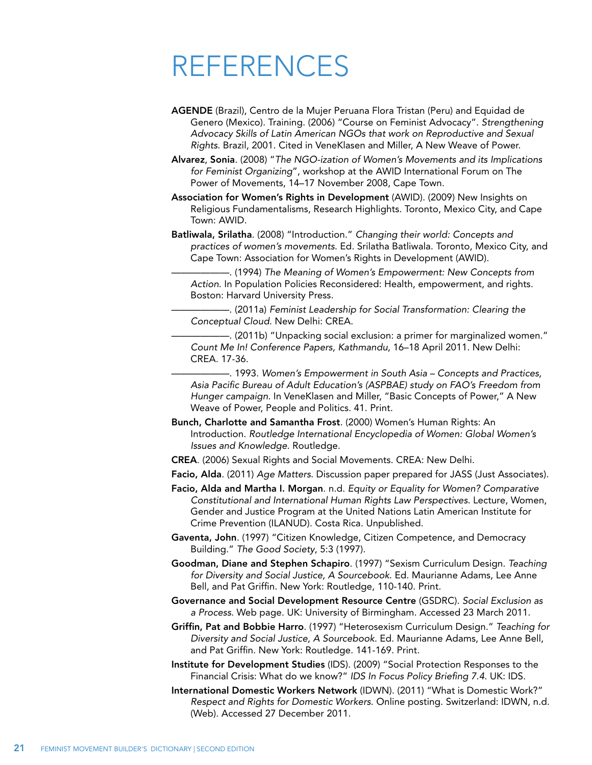# REFERENCES

**AGENDE** (Brazil), Centro de la Mujer Peruana Flora Tristan (Peru) and Equidad de Genero (Mexico). Training. (2006) "Course on Feminist Advocacy". *Strengthening Advocacy Skills of Latin American NGOs that work on Reproductive and Sexual Rights*. Brazil, 2001. Cited in VeneKlasen and Miller, A New Weave of Power.

**Alvarez, Sonia**. (2008) "*The NGO-ization of Women's Movements and its Implications for Feminist Organizing*", workshop at the AWID International Forum on The Power of Movements, 14–17 November 2008, Cape Town.

**Association for Women's Rights in Development** (AWID). (2009) New Insights on Religious Fundamentalisms, Research Highlights. Toronto, Mexico City, and Cape Town: AWID.

**Batliwala, Srilatha**. (2008) "Introduction." *Changing their world: Concepts and practices of women's movements*. Ed. Srilatha Batliwala. Toronto, Mexico City, and Cape Town: Association for Women's Rights in Development (AWID).

———————. (1994) *The Meaning of Women's Empowerment: New Concepts from Action*. In Population Policies Reconsidered: Health, empowerment, and rights. Boston: Harvard University Press.

———————. (2011a) *Feminist Leadership for Social Transformation: Clearing the Conceptual Cloud*. New Delhi: CREA.

———————. (2011b) "Unpacking social exclusion: a primer for marginalized women." *Count Me In! Conference Papers, Kathmandu*, 16–18 April 2011. New Delhi: CREA. 17-36.

———————. 1993. *Women's Empowerment in South Asia – Concepts and Practices, Asia Pacific Bureau of Adult Education's (ASPBAE) study on FAO's Freedom from Hunger campaign*. In VeneKlasen and Miller, "Basic Concepts of Power," A New Weave of Power, People and Politics. 41. Print.

**Bunch, Charlotte and Samantha Frost**. (2000) Women's Human Rights: An Introduction. *Routledge International Encyclopedia of Women: Global Women's Issues and Knowledge*. Routledge.

**CREA**. (2006) Sexual Rights and Social Movements. CREA: New Delhi.

**Facio, Alda**. (2011) *Age Matters*. Discussion paper prepared for JASS (Just Associates).

**Facio, Alda and Martha I. Morgan**. n.d. *Equity or Equality for Women? Comparative Constitutional and International Human Rights Law Perspectives*. Lecture, Women, Gender and Justice Program at the United Nations Latin American Institute for Crime Prevention (ILANUD). Costa Rica. Unpublished.

**Gaventa, John**. (1997) "Citizen Knowledge, Citizen Competence, and Democracy Building." *The Good Society*, 5:3 (1997).

**Goodman, Diane and Stephen Schapiro**. (1997) "Sexism Curriculum Design. *Teaching for Diversity and Social Justice, A Sourcebook*. Ed. Maurianne Adams, Lee Anne Bell, and Pat Griffin. New York: Routledge, 110-140. Print.

**Governance and Social Development Resource Centre** (GSDRC). *Social Exclusion as a Process*. Web page. UK: University of Birmingham. Accessed 23 March 2011.

**Griffin, Pat and Bobbie Harro**. (1997) "Heterosexism Curriculum Design." *Teaching for Diversity and Social Justice, A Sourcebook*. Ed. Maurianne Adams, Lee Anne Bell, and Pat Griffin. New York: Routledge. 141-169. Print.

**Institute for Development Studies** (IDS). (2009) "Social Protection Responses to the Financial Crisis: What do we know?" *IDS In Focus Policy Briefing 7.4*. UK: IDS.

**International Domestic Workers Network** (IDWN). (2011) "What is Domestic Work?" *Respect and Rights for Domestic Workers*. Online posting. Switzerland: IDWN, n.d. (Web). Accessed 27 December 2011.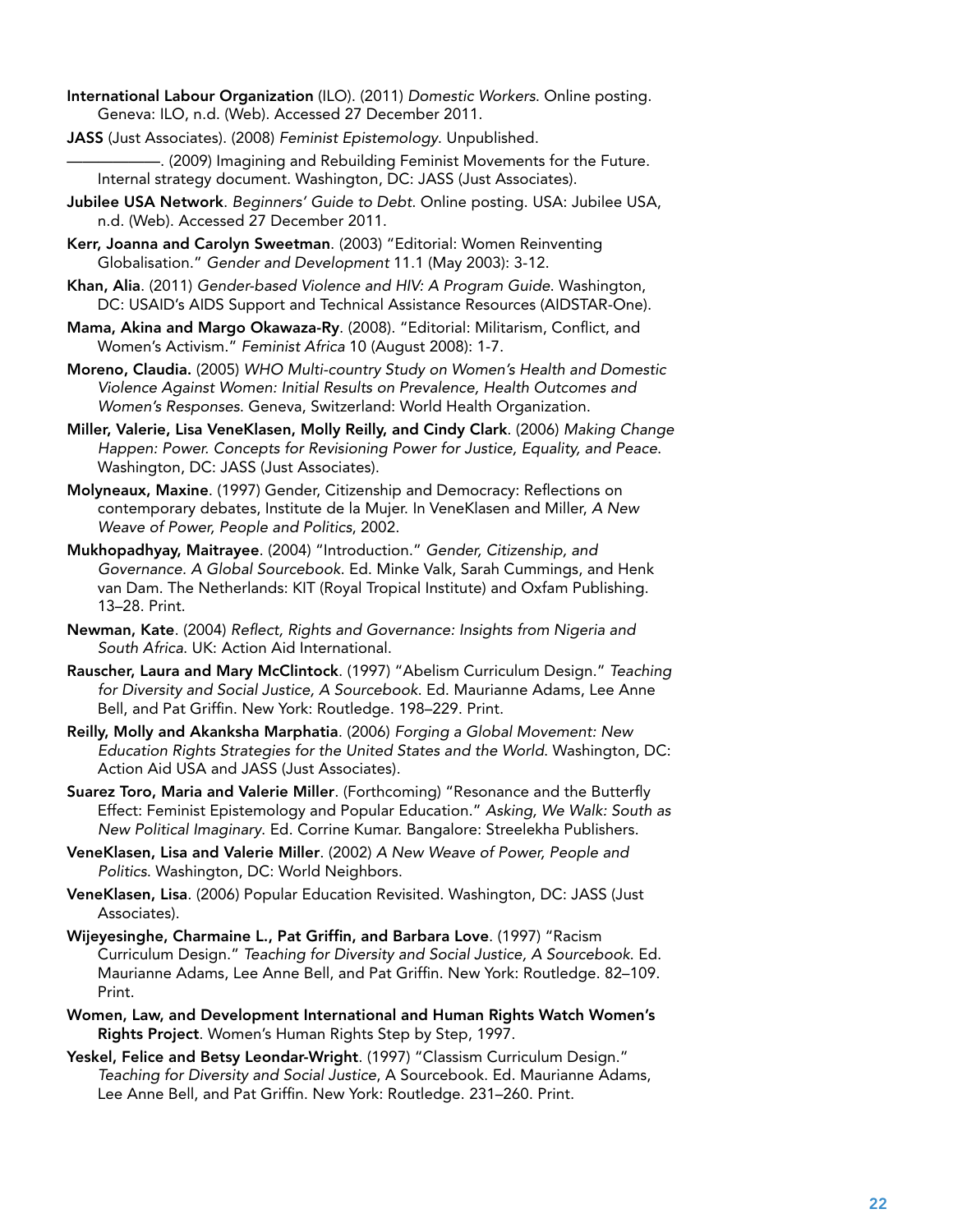**International Labour Organization** (ILO). (2011) *Domestic Workers.* Online posting. Geneva: ILO, n.d. (Web). Accessed 27 December 2011.

**JASS** (Just Associates). (2008) *Feminist Epistemology.* Unpublished.

———————. (2009) Imagining and Rebuilding Feminist Movements for the Future. Internal strategy document. Washington, DC: JASS (Just Associates).

**Jubilee USA Network**. *Beginners' Guide to Debt.* Online posting. USA: Jubilee USA, n.d. (Web). Accessed 27 December 2011.

**Kerr, Joanna and Carolyn Sweetman**. (2003) "Editorial: Women Reinventing Globalisation." *Gender and Development* 11.1 (May 2003): 3-12.

**Khan, Alia**. (2011) *Gender-based Violence and HIV: A Program Guide.* Washington, DC: USAID's AIDS Support and Technical Assistance Resources (AIDSTAR-One).

**Mama, Akina and Margo Okawaza-Ry**. (2008). "Editorial: Militarism, Conflict, and Women's Activism." *Feminist Africa* 10 (August 2008): 1-7.

**Moreno, Claudia.** (2005) *WHO Multi-country Study on Women's Health and Domestic Violence Against Women: Initial Results on Prevalence, Health Outcomes and Women's Responses.* Geneva, Switzerland: World Health Organization.

**Miller, Valerie, Lisa VeneKlasen, Molly Reilly, and Cindy Clark**. (2006) *Making Change Happen: Power. Concepts for Revisioning Power for Justice, Equality, and Peace.* Washington, DC: JASS (Just Associates).

**Molyneaux, Maxine**. (1997) Gender, Citizenship and Democracy: Reflections on contemporary debates, Institute de la Mujer. In VeneKlasen and Miller, *A New Weave of Power, People and Politics*, 2002.

**Mukhopadhyay, Maitrayee**. (2004) "Introduction." *Gender, Citizenship, and Governance. A Global Sourcebook.* Ed. Minke Valk, Sarah Cummings, and Henk van Dam. The Netherlands: KIT (Royal Tropical Institute) and Oxfam Publishing. 13–28. Print.

**Newman, Kate**. (2004) *Reflect, Rights and Governance: Insights from Nigeria and South Africa.* UK: Action Aid International.

**Rauscher, Laura and Mary McClintock**. (1997) "Abelism Curriculum Design." *Teaching for Diversity and Social Justice, A Sourcebook.* Ed. Maurianne Adams, Lee Anne Bell, and Pat Griffin. New York: Routledge. 198–229. Print.

**Reilly, Molly and Akanksha Marphatia**. (2006) *Forging a Global Movement: New Education Rights Strategies for the United States and the World.* Washington, DC: Action Aid USA and JASS (Just Associates).

**Suarez Toro, Maria and Valerie Miller**. (Forthcoming) "Resonance and the Butterfly Effect: Feminist Epistemology and Popular Education." *Asking, We Walk: South as New Political Imaginary.* Ed. Corrine Kumar. Bangalore: Streelekha Publishers.

**VeneKlasen, Lisa and Valerie Miller**. (2002) *A New Weave of Power, People and Politics.* Washington, DC: World Neighbors.

**VeneKlasen, Lisa**. (2006) Popular Education Revisited. Washington, DC: JASS (Just Associates).

**Wijeyesinghe, Charmaine L., Pat Griffin, and Barbara Love**. (1997) "Racism Curriculum Design." *Teaching for Diversity and Social Justice, A Sourcebook.* Ed. Maurianne Adams, Lee Anne Bell, and Pat Griffin. New York: Routledge. 82–109. Print.

**Women, Law, and Development International and Human Rights Watch Women's Rights Project**. Women's Human Rights Step by Step, 1997.

**Yeskel, Felice and Betsy Leondar-Wright**. (1997) "Classism Curriculum Design." *Teaching for Diversity and Social Justice*, A Sourcebook. Ed. Maurianne Adams, Lee Anne Bell, and Pat Griffin. New York: Routledge. 231–260. Print.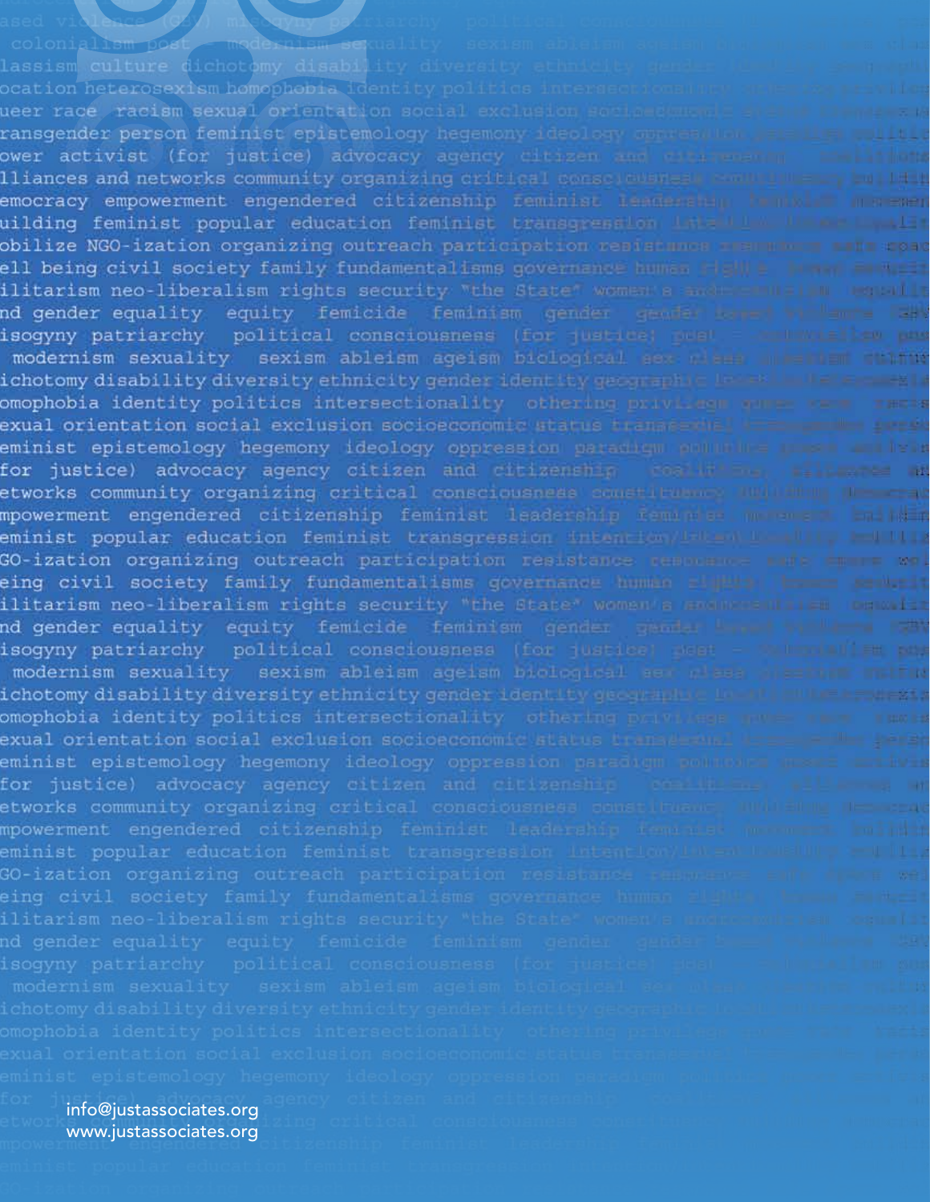info@justassociates.org
www.justassociates.org